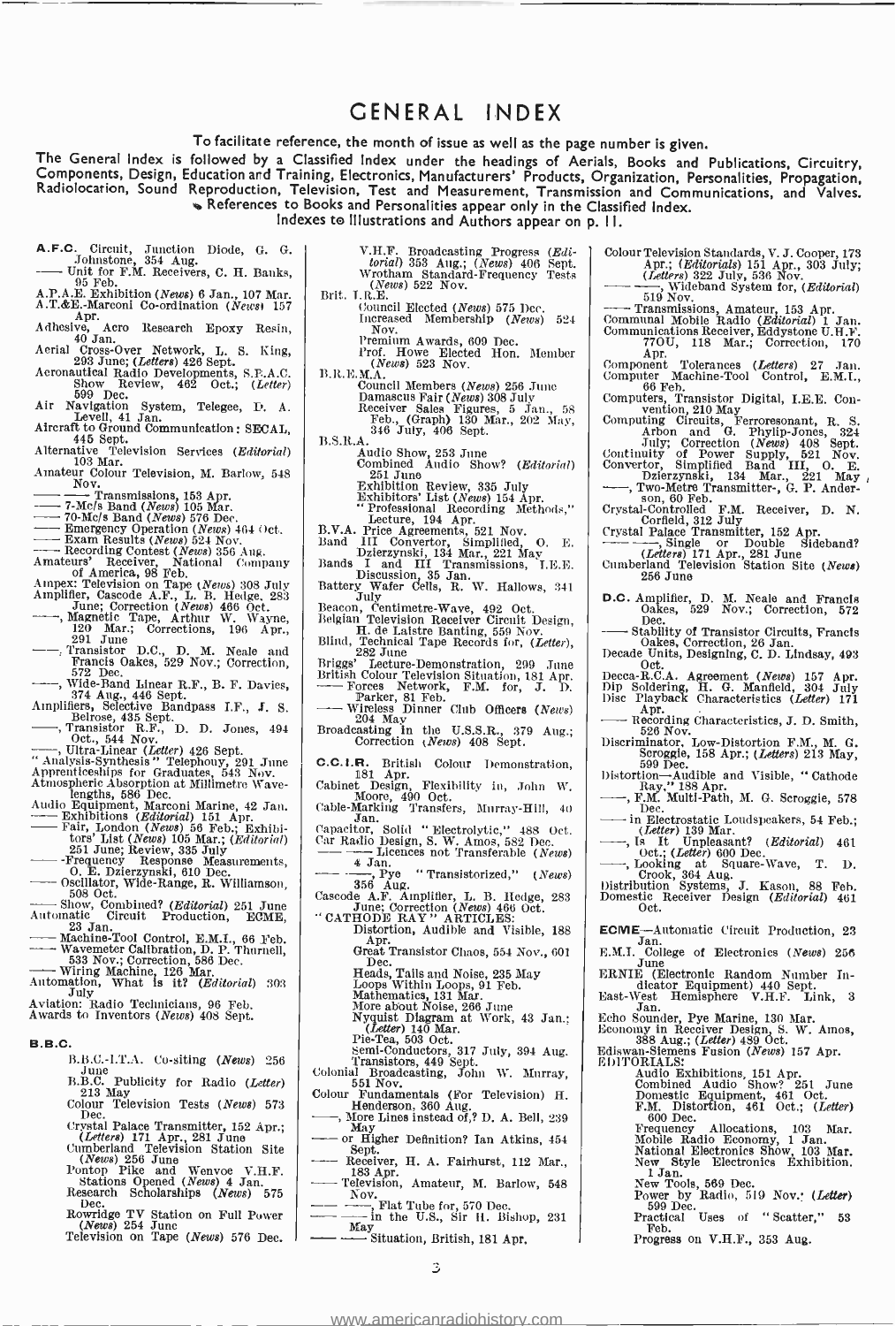# GENERAL INDEX

To facilitate reference, the month of issue as well as the page number is given.

The General Index is followed by a Classified Index under the headings of Aerials, Books and Publications, Circuitry, Components, Design, Education and Training, Electronics, Manufacturers' Products, Organization, Personalities, Propagation, Radiolocation, Sound Reproduction, Television, Test and Measurement, Transmission and Communications, and Valves.

References to Books and Personalities appear only in the Classified Index.

Indexes to Illustrations and Authors appear on p. 11.

**A.F.C.** Circuit, Junction Diode, G. G. Johnstone, 354 Aug.
—— Unit for F.M. Receivers, C. H. Banks, 95 Feb.
A.P.A.E. Exhibition (*News*) 6 Jan., 107 Mar.
A.T.&E.-Marconi Co-ordination (*News*) 157 Apr.
Adhesive, Aero Research Epoxy Resin, 40 Jan.
Aerial Cross-Over Network, L. S. King, 293 June; (*Letters*) 426 Sept.
Aeronautical Radio Developments, S.B.A.C. Show Review, 462 Oct.; (*Letter*) 599 Dec.
Air Navigation System, Telegee, D. A. Levell, 41 Jan.
Aircraft to Ground Communication: SECAL, 445 Sept.
Alternative Television Services (*Editorial*) 103 Mar.
Amateur Colour Television, M. Barlow, 548 Nov.
—— —— Transmissions, 153 Apr.
—— 7-Mc/s Band (*News*) 105 Mar.
—— 70-Mc/s Band (*News*) 576 Dec.
—— Emergency Operation (*News*) 464 Oct.
—— Exam Results (*News*) 524 Nov.
—— Recording Contest (*News*) 356 Aug.
Amateurs' Receiver, National Company of America, 98 Feb.
Ampex: Television on Tape (*News*) 308 July
Amplifier, Cascode A.F., L. B. Hedge, 283 June; Correction (*News*) 466 Oct.
——, Magnetic Tape, Arthur W. Wayne, 120 Mar.; Corrections, 196 Apr., 291 June
——, Transistor D.C., D. M. Neale and Francis Oakes, 529 Nov.; Correction, 572 Dec.
——, Wide-Band Linear R.F., B. F. Davies, 374 Aug., 446 Sept.
Amplifiers, Selective Bandpass I.F., J. S. Belrose, 435 Sept.
——, Transistor R.F., D. D. Jones, 494 Oct., 544 Nov.
——, Ultra-Linear (*Letter*) 426 Sept.
"Analysis-Synthesis" Telephony, 291 June
Apprenticeships for Graduates, 543 Nov.
Atmospheric Absorption at Millimetre Wavelengths, 586 Dec.
Audio Equipment, Marconi Marine, 42 Jan.
—— Exhibitions (*Editorial*) 151 Apr.
—— Fair, London (*News*) 56 Feb.; Exhibitors' List (*News*) 105 Mar.; (*Editorial*) 251 June; Review, 335 July
—— -Frequency Response Measurements, O. E. Dzierzynski, 610 Dec.
—— Oscillator, Wide-Range, R. Williamson, 508 Oct.
—— Show, Combined? (*Editorial*) 251 June
Automatic Circuit Production, ECME, 23 Jan.
—— Machine-Tool Control, E.M.I., 66 Feb.
—— Wavemeter Calibration, D. P. Thurnell, 533 Nov.; Correction, 586 Dec.
—— Wiring Machine, 126 Mar.
Automation, What is it? (*Editorial*) 303 July
Aviation: Radio Technicians, 96 Feb.
Awards to Inventors (*News*) 408 Sept.

**B.B.C.**

B.B.C.-I.T.A. Co-siting (*News*) 256 June
B.B.C. Publicity for Radio (*Letter*) 213 May
Colour Television Tests (*News*) 573 Dec.
Crystal Palace Transmitter, 152 Apr.; (*Letters*) 171 Apr., 281 June
Cumberland Television Station Site (*News*) 256 June
Pontop Pike and Wenvoe V.H.F. Stations Opened (*News*) 4 Jan.
Research Scholarships (*News*) 575 Dec.
Rowridge TV Station on Full Power (*News*) 254 June
Television on Tape (*News*) 576 Dec.
V.H.F. Broadcasting Progress (*Editorial*) 353 Aug.; (*News*) 406 Sept.
Wrotham Standard-Frequency Tests (*News*) 522 Nov.

Brit. I.R.E.

Council Elected (*News*) 575 Dec.
Increased Membership (*News*) 524 Nov.
Premium Awards, 609 Dec.
Prof. Howe Elected Hon. Member (*News*) 523 Nov.

B.R.E.M.A.

Council Members (*News*) 256 June
Damascus Fair (*News*) 308 July
Receiver Sales Figures, 5 Jan., 58 Feb., (*Graph*) 130 Mar., 202 May, 346 July, 406 Sept.

B.S.R.A.

Audio Show, 253 June
Combined Audio Show? (*Editorial*) 251 June
Exhibition Review, 335 July
Exhibitors' List (*News*) 154 Apr.
"Professional Recording Methods," Lecture, 194 Apr.

B.V.A. Price Agreements, 521 Nov.
Band III Convertor, Simplified, O. E. Dzierzynski, 134 Mar., 221 May
Bands I and III Transmissions, I.E.E. Discussion, 35 Jan.
Battery Wafer Cells, R. W. Hallows, 341 July
Beacon, Centimetre-Wave, 492 Oct.
Belgian Television Receiver Circuit Design, H. de Laistre Banting, 559 Nov.
Blind, Technical Tape Records for, (*Letter*), 282 June
Briggs' Lecture-Demonstration, 299 June
British Colour Television Situation, 181 Apr.
—— Forces Network, F.M. for, J. D. Parker, 81 Feb.
—— Wireless Dinner Club Officers (*News*) 204 May
Broadcasting in the U.S.S.R., 379 Aug.; Correction (*News*) 408 Sept.

**C.C.I.R.** British Colour Demonstration, 181 Apr.
Cabinet Design, Flexibility in, John W. Moore, 490 Oct.
Cable-Marking Transfers, Murray-Hill, 40 Jan.
Capacitor, Solid "Electrolytic," 488 Oct.
Car Radio Design, S. W. Amos, 582 Dec.
—— —— Licences not Transferable (*News*) 4 Jan.
—— ——, Pye "Transistorized," (*News*) 356 Aug.
Cascode A.F. Amplifier, L. B. Hedge, 283 June; Correction (*News*) 466 Oct.
"CATHODE RAY" ARTICLES:

Distortion, Audible and Visible, 188 Apr.
Great Transistor Chaos, 554 Nov., 601 Dec.
Heads, Tails and Noise, 235 May
Loops Within Loops, 91 Feb.
Mathematics, 131 Mar.
More about Noise, 266 June
Nyquist Diagram at Work, 43 Jan.; (*Letter*) 140 Mar.
Pie-Tea, 503 Oct.
Semi-Conductors, 317 July, 394 Aug.
Transistors, 449 Sept.

Colonial Broadcasting, John W. Murray, 551 Nov.
Colour Fundamentals (For Television) H. Henderson, 360 Aug.
——, More Lines instead of,? D. A. Bell, 239 May
—— or Higher Definition? Ian Atkins, 454 Sept.
—— Receiver, H. A. Fairhurst, 112 Mar., 183 Apr.
—— Television, Amateur, M. Barlow, 548 Nov.
—— ——, Flat Tube for, 570 Dec.
—— —— in the U.S., Sir H. Bishop, 231 May
—— —— Situation, British, 181 Apr.
Colour Television Standards, V. J. Cooper, 173 Apr.; (*Editorials*) 151 Apr., 303 July; (*Letters*) 322 July, 536 Nov.
—— ——, Wideband System for, (*Editorial*) 519 Nov.
—— Transmissions, Amateur, 153 Apr.
Communal Mobile Radio (*Editorial*) 1 Jan.
Communications Receiver, Eddystone U.H.F. 770U, 118 Mar.; Correction, 170 Apr.
Component Tolerances (*Letters*) 27 Jan.
Computer Machine-Tool Control, E.M.I., 66 Feb.
Computers, Transistor Digital, I.E.E. Convention, 210 May
Computing Circuits, Ferroresonant, R. S. Arbon and G. Phylip-Jones, 324 July; Correction (*News*) 408 Sept.
Continuity of Power Supply, 521 Nov.
Convertor, Simplified Band III, O. E. Dzierzynski, 134 Mar., 221 May
——, Two-Metre Transmitter-, G. P. Anderson, 60 Feb.
Crystal-Controlled F.M. Receiver, D. N. Corfield, 312 July
Crystal Palace Transmitter, 152 Apr.
—— ——, Single or Double Sideband? (*Letters*) 171 Apr., 281 June
Cumberland Television Station Site (*News*) 256 June

**D.C.** Amplifier, D. M. Neale and Francis Oakes, 529 Nov.; Correction, 572 Dec.
—— Stability of Transistor Circuits, Francis Oakes, Correction, 26 Jan.
Decade Units, Designing, C. D. Lindsay, 493 Oct.
Decca-R.C.A. Agreement (*News*) 157 Apr.
Dip Soldering, H. G. Manfield, 304 July
Disc Playback Characteristics (*Letter*) 171 Apr.
—— Recording Characteristics, J. D. Smith, 526 Nov.
Discriminator, Low-Distortion F.M., M. G. Scroggie, 158 Apr.; (*Letters*) 213 May, 599 Dec.
Distortion—Audible and Visible, "Cathode Ray," 188 Apr.
——, F.M. Multi-Path, M. G. Scroggie, 578 Dec.
—— in Electrostatic Loudspeakers, 54 Feb.; (*Letter*) 139 Mar.
——, Is It Unpleasant? (*Editorial*) 461 Oct.; (*Letter*) 600 Dec.
——, Looking at Square-Wave, T. D. Crook, 364 Aug.
Distribution Systems, J. Kason, 88 Feb.
Domestic Receiver Design (*Editorial*) 461 Oct.

**ECME**—Automatic Circuit Production, 23 Jan.
E.M.I. College of Electronics (*News*) 256 June
ERNIE (Electronic Random Number Indicator Equipment) 440 Sept.
East-West Hemisphere V.H.F. Link, 3 Jan.
Echo Sounder, Pye Marine, 130 Mar.
Economy in Receiver Design, S. W. Amos, 388 Aug.; (*Letter*) 489 Oct.
Ediswan-Siemens Fusion (*News*) 157 Apr.
EDITORIALS:

Audio Exhibitions, 151 Apr.
Combined Audio Show? 251 June
Domestic Equipment, 461 Oct.
F.M. Distortion, 461 Oct.; (*Letter*) 600 Dec.
Frequency Allocations, 103 Mar.
Mobile Radio Economy, 1 Jan.
National Electronics Show, 103 Mar.
New Style Electronics Exhibition, 1 Jan.
New Tools, 569 Dec.
Power by Radio, 519 Nov.; (*Letter*) 599 Dec.
Practical Uses of "Scatter," 53 Feb.
Progress on V.H.F., 353 Aug.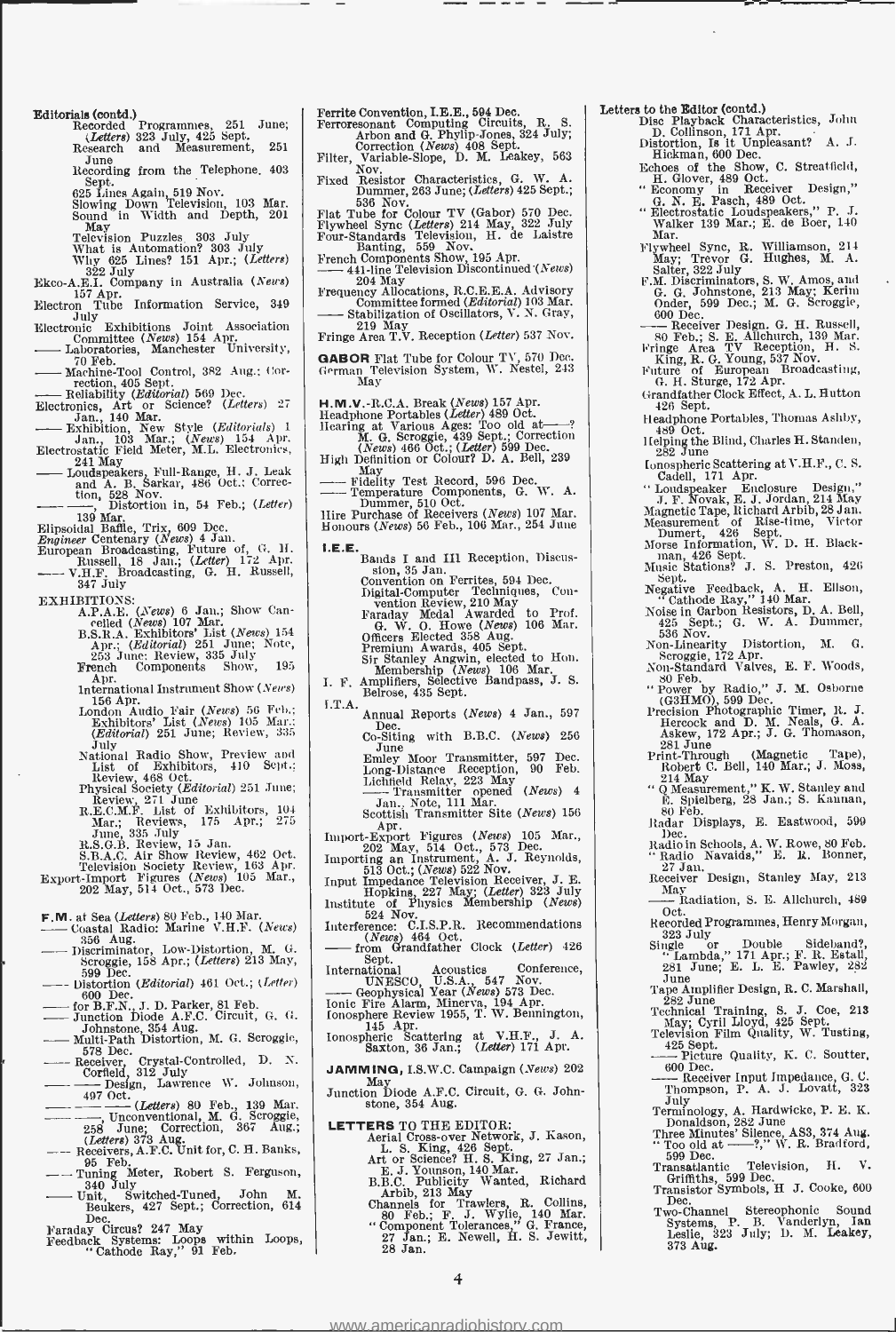**Editorials (contd.)**
Recorded Programmes, 251 June; (*Letters*) 323 July, 425 Sept.
Research and Measurement, 251 June
Recording from the Telephone, 403 Sept.
625 Lines Again, 519 Nov.
Slowing Down Television, 103 Mar.
Sound in Width and Depth, 201 May
Television Puzzles 303 July
What is Automation? 303 July
Why 625 Lines? 151 Apr.; (*Letters*) 322 July
Ekco-A.E.I. Company in Australia (*News*) 157 Apr.
Electron Tube Information Service, 349 July
Electronic Exhibitions Joint Association Committee (*News*) 154 Apr.
—— Laboratories, Manchester University, 70 Feb.
—— Machine-Tool Control, 382 Aug.; Correction, 405 Sept.
—— Reliability (*Editorial*) 569 Dec.
Electronics, Art or Science? (*Letters*) 27 Jan., 140 Mar.
—— Exhibition, New Style (*Editorials*) 1 Jan., 103 Mar.; (*News*) 154 Apr.
Electrostatic Field Meter, M.L. Electronics, 241 May
—— Loudspeakers, Full-Range, H. J. Leak and A. B. Sarkar, 486 Oct.; Correction, 528 Nov.
—— ——, Distortion in, 54 Feb.; (*Letter*) 139 Mar.
Elipsoidal Baffle, Trix, 609 Dec.
*Engineer* Centenary (*News*) 4 Jan.
European Broadcasting, Future of, G. H. Russell, 18 Jan.; (*Letter*) 172 Apr.
—— V.H.F. Broadcasting, G. H. Russell, 347 July

EXHIBITIONS:
A.P.A.E. (*News*) 6 Jan.; Show Cancelled (*News*) 107 Mar.
B.S.R.A. Exhibitors' List (*News*) 154 Apr.; (*Editorial*) 251 June; Note, 253 June; Review, 335 July
French Components Show, 195 Apr.
International Instrument Show (*News*) 156 Apr.
London Audio Fair (*News*) 56 Feb.; Exhibitors' List (*News*) 105 Mar.; (*Editorial*) 251 June; Review, 335 July
National Radio Show, Preview and List of Exhibitors, 410 Sept.; Review, 468 Oct.
Physical Society (*Editorial*) 251 June; Review, 271 June
R.E.C.M.F. List of Exhibitors, 104 Mar.; Reviews, 175 Apr.; 275 June, 335 July
R.S.G.B. Review, 15 Jan.
S.B.A.C. Air Show Review, 462 Oct.
Television Society Review, 163 Apr.
Export-Import Figures (*News*) 105 Mar., 202 May, 514 Oct., 573 Dec.

**F.M.** at Sea (*Letters*) 80 Feb., 140 Mar.
—— Coastal Radio: Marine V.H.F. (*News*) 356 Aug.
—— Discriminator, Low-Distortion, M. G. Scroggie, 158 Apr.; (*Letters*) 213 May, 599 Dec.
—— Distortion (*Editorial*) 461 Oct.; (*Letter*) 600 Dec.
—— for B.F.N., J. D. Parker, 81 Feb.
—— Junction Diode A.F.C. Circuit, G. G. Johnstone, 354 Aug.
—— Multi-Path Distortion, M. G. Scroggie, 578 Dec.
—— Receiver, Crystal-Controlled, D. N. Corfield, 312 July
—— —— Design, Lawrence W. Johnson, 497 Oct.
—— —— (*Letters*) 80 Feb., 139 Mar.
—— ——, Unconventional, M. G. Scroggie, 258 June; Correction, 367 Aug.; (*Letters*) 373 Aug.
—— Receivers, A.F.C. Unit for, C. H. Banks, 95 Feb.
—— Tuning Meter, Robert S. Ferguson, 340 July
—— Unit, Switched-Tuned, John M. Beukers, 427 Sept.; Correction, 614 Dec.
Faraday Circus? 247 May
Feedback Systems: Loops within Loops, "Cathode Ray," 91 Feb.

Ferrite Convention, I.E.E., 594 Dec.
Ferroresonant Computing Circuits, R. S. Arbon and G. Phylip-Jones, 324 July; Correction (*News*) 408 Sept.
Filter, Variable-Slope, D. M. Leakey, 563 Nov.
Fixed Resistor Characteristics, G. W. A. Dummer, 263 June; (*Letters*) 425 Sept.; 536 Nov.
Flat Tube for Colour TV (Gabor) 570 Dec.
Flywheel Sync (*Letters*) 214 May, 322 July
Four-Standards Television, H. de Laistre Banting, 559 Nov.
French Components Show, 195 Apr.
—— 441-line Television Discontinued (*News*) 204 May
Frequency Allocations, R.C.E.E.A. Advisory Committee formed (*Editorial*) 103 Mar.
—— Stabilization of Oscillators, V. N. Gray, 219 May
Fringe Area T.V. Reception (*Letter*) 537 Nov.

**GABOR** Flat Tube for Colour TV, 570 Dec.
German Television System, W. Nestel, 243 May

**H.M.V.**-R.C.A. Break (*News*) 157 Apr.
Headphone Portables (*Letter*) 489 Oct.
Hearing at Various Ages: Too old at——? M. G. Scroggie, 439 Sept.; Correction (*News*) 466 Oct.; (*Letter*) 599 Dec.
High Definition or Colour? D. A. Bell, 239 May
—— Fidelity Test Record, 596 Dec.
—— Temperature Components, G. W. A. Dummer, 510 Oct.
Hire Purchase of Receivers (*News*) 107 Mar.
Honours (*News*) 56 Feb., 106 Mar., 254 June

**I.E.E.**
Bands I and III Reception, Discussion, 35 Jan.
Convention on Ferrites, 594 Dec.
Digital-Computer Techniques, Convention Review, 210 May
Faraday Medal Awarded to Prof. G. W. O. Howe (*News*) 106 Mar.
Officers Elected 358 Aug.
Premium Awards, 405 Sept.
Sir Stanley Angwin, elected to Hon. Membership (*News*) 106 Mar.
I. F. Amplifiers, Selective Bandpass, J. S. Belrose, 435 Sept.
I.T.A.
Annual Reports (*News*) 4 Jan., 597 Dec.
Co-Siting with B.B.C. (*News*) 256 June
Emley Moor Transmitter, 597 Dec.
Long-Distance Reception, 90 Feb.
Lichfield Relay, 223 May
—— Transmitter opened (*News*) 4 Jan., Note, 111 Mar.
Scottish Transmitter Site (*News*) 156 Apr.
Import-Export Figures (*News*) 105 Mar., 202 May, 514 Oct., 573 Dec.
Importing an Instrument, A. J. Reynolds, 513 Oct.; (*News*) 522 Nov.
Input Impedance Television Receiver, J. E. Hopkins, 227 May; (*Letter*) 323 July
Institute of Physics Membership (*News*) 524 Nov.
Interference: C.I.S.P.R. Recommendations (*News*) 464 Oct.
—— from Grandfather Clock (*Letter*) 426 Sept.
International Acoustics Conference, UNESCO, U.S.A., 547 Nov.
—— Geophysical Year (*News*) 573 Dec.
Ionic Fire Alarm, Minerva, 194 Apr.
Ionosphere Review 1955, T. W. Bennington, 145 Apr.
Ionospheric Scattering at V.H.F., J. A. Saxton, 36 Jan.; (*Letter*) 171 Apr.

**JAMMING,** I.S.W.C. Campaign (*News*) 202 May
Junction Diode A.F.C. Circuit, G. G. Johnstone, 354 Aug.

**LETTERS** TO THE EDITOR:
Aerial Cross-over Network, J. Kason, L. S. King, 426 Sept.
Art or Science? H. S. King, 27 Jan.; E. J. Younson, 140 Mar.
B.B.C. Publicity Wanted, Richard Arbib, 213 May
Channels for Trawlers, R. Collins, 80 Feb.; F. J. Wylie, 140 Mar.
"Component Tolerances," G. France, 27 Jan.; E. Newell, H. S. Jewitt, 28 Jan.

**Letters to the Editor (contd.)**
Disc Playback Characteristics, John D. Collinson, 171 Apr.
Distortion, Is it Unpleasant? A. J. Hickman, 600 Dec.
Echoes of the Show, C. Streatfield, H. Glover, 489 Oct.
"Economy in Receiver Design," G. N. E. Pasch, 489 Oct.
"Electrostatic Loudspeakers," P. J. Walker 139 Mar.; E. de Boer, 140 Mar.
Flywheel Sync, R. Williamson, 214 May; Trevor G. Hughes, M. A. Salter, 322 July
F.M. Discriminators, S. W. Amos, and G. G. Johnstone, 213 May; Kerim Onder, 599 Dec.; M. G. Scroggie, 600 Dec.
—— Receiver Design, G. H. Russell, 80 Feb.; S. E. Allchurch, 139 Mar.
Fringe Area TV Reception, H. S. King, R. G. Young, 537 Nov.
Future of European Broadcasting, G. H. Sturge, 172 Apr.
Grandfather Clock Effect, A. L. Hutton 426 Sept.
Headphone Portables, Thomas Ashby, 489 Oct.
Helping the Blind, Charles H. Standen, 282 June
Ionospheric Scattering at V.H.F., C. S. Cadell, 171 Apr.
"Loudspeaker Enclosure Design," J. F. Novak, E. J. Jordan, 214 May
Magnetic Tape, Richard Arbib, 28 Jan.
Measurement of Rise-time, Victor Dumert, 426 Sept.
Morse Information, W. D. H. Blackman, 426 Sept.
Music Stations? J. S. Preston, 426 Sept.
Negative Feedback, A. H. Ellson, "Cathode Ray," 140 Mar.
Noise in Carbon Resistors, D. A. Bell, 425 Sept.; G. W. A. Dummer, 536 Nov.
Non-Linearity Distortion, M. G. Scroggie, 172 Apr.
Non-Standard Valves, E. F. Woods, 80 Feb.
"Power by Radio," J. M. Osborne (G3HMO), 599 Dec.
Precision Photographic Timer, R. J. Hercock and D. M. Neals, G. A. Askew, 172 Apr.; J. G. Thomason, 281 June
Print-Through (Magnetic Tape), Robert C. Bell, 140 Mar.; J. Moss, 214 May
"Q Measurement," K. W. Stanley and E. Spielberg, 28 Jan.; S. Kannan, 80 Feb.
Radar Displays, E. Eastwood, 599 Dec.
Radio in Schools, A. W. Rowe, 80 Feb.
"Radio Navaids," E. R. Bonner, 27 Jan.
Receiver Design, Stanley May, 213 May
—— Radiation, S. E. Allchurch, 489 Oct.
Recorded Programmes, Henry Morgan, 323 July
Single or Double Sideband?, "Lambda," 171 Apr.; F. R. Estall, 281 June; E. L. E. Pawley, 282 June
Tape Amplifier Design, R. C. Marshall, 282 June
Technical Training, S. J. Coe, 213 May; Cyril Lloyd, 425 Sept.
Television Film Quality, W. Tusting, 425 Sept.
—— Picture Quality, K. C. Soutter, 600 Dec.
—— Receiver Input Impedance, G. C. Thompson, P. A. J. Lovatt, 323 July
Terminology, A. Hardwicke, P. E. K. Donaldson, 282 June
Three Minutes' Silence, AS3, 374 Aug.
"Too old at ——?," W. R. Bradford, 599 Dec.
Transatlantic Television, H. V. Griffiths, 599 Dec.
Transistor Symbols, H J. Cooke, 600 Dec.
Two-Channel Stereophonic Sound Systems, P. B. Vanderlyn, Ian Leslie, 323 July; D. M. Leakey, 373 Aug.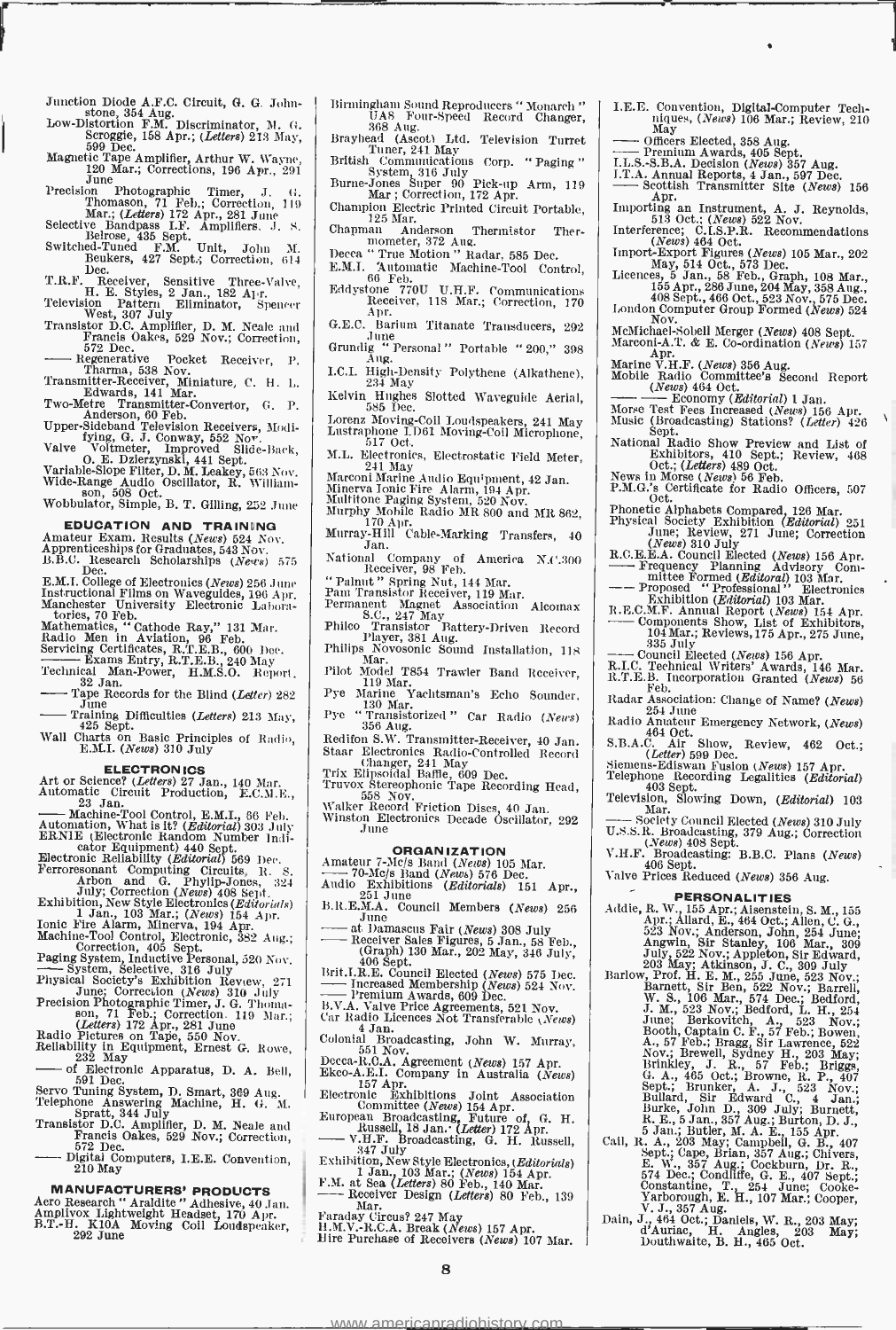Junction Diode A.F.C. Circuit, G. G. Johnstone, 354 Aug.
Low-Distortion F.M. Discriminator, M. G. Scroggie, 158 Apr.; (*Letters*) 213 May, 599 Dec.
Magnetic Tape Amplifier, Arthur W. Wayne, 120 Mar.; Corrections, 196 Apr., 291 June
Precision Photographic Timer, J. G. Thomason, 71 Feb.; Correction, 119 Mar.; (*Letters*) 172 Apr., 281 June
Selective Bandpass I.F. Amplifiers. J. S. Belrose, 435 Sept.
Switched-Tuned F.M. Unit, John M. Beukers, 427 Sept.; Correction, 614 Dec.
T.R.F. Receiver, Sensitive Three-Valve, H. E. Styles, 2 Jan., 182 Apr.
Television Pattern Eliminator, Spencer West, 307 July
Transistor D.C. Amplifier, D. M. Neale and Francis Oakes, 529 Nov.; Correction, 572 Dec.
—— Regenerative Pocket Receiver, P. Tharma, 538 Nov.
Transmitter-Receiver, Miniature, C. H. L. Edwards, 141 Mar.
Two-Metre Transmitter-Convertor, G. P. Anderson, 60 Feb.
Upper-Sideband Television Receivers, Modifying, G. J. Conway, 552 Nov.
Valve Voltmeter, Improved Slide-Back, O. E. Dzierzynski, 441 Sept.
Variable-Slope Filter, D. M. Leakey, 563 Nov.
Wide-Range Audio Oscillator, R. Williamson, 508 Oct.
Wobbulator, Simple, B. T. Gilling, 252 June

## EDUCATION AND TRAINING

Amateur Exam. Results (*News*) 524 Nov.
Apprenticeships for Graduates, 543 Nov.
B.B.C. Research Scholarships (*News*) 575 Dec.
E.M.I. College of Electronics (*News*) 256 June
Instructional Films on Waveguides, 196 Apr.
Manchester University Electronic Laboratories, 70 Feb.
Mathematics, "Cathode Ray," 131 Mar.
Radio Men in Aviation, 96 Feb.
Servicing Certificates, R.T.E.B., 600 Dec.
—— Exams Entry, R.T.E.B., 240 May
Technical Man-Power, H.M.S.O. Report, 32 Jan.
—— Tape Records for the Blind (*Letter*) 282 June
—— Training Difficulties (*Letters*) 213 May, 425 Sept.
Wall Charts on Basic Principles of Radio, E.M.I. (*News*) 310 July

## ELECTRONICS

Art or Science? (*Letters*) 27 Jan., 140 Mar.
Automatic Circuit Production, E.C.M.E., 23 Jan.
—— Machine-Tool Control, E.M.I., 66 Feb.
Automation, What is it? (*Editorial*) 303 July
ERNIE (Electronic Random Number Indicator Equipment) 440 Sept.
Electronic Reliability (*Editorial*) 569 Dec.
Ferroresonant Computing Circuits, R. S. Arbon and G. Phylip-Jones, 324 July; Correction (*News*) 408 Sept.
Exhibition, New Style Electronics (*Editorials*) 1 Jan., 103 Mar.; (*News*) 154 Apr.
Ionic Fire Alarm, Minerva, 194 Apr.
Machine-Tool Control, Electronic, 382 Aug.; Correction, 405 Sept.
Paging System, Inductive Personal, 520 Nov.
—— System, Selective, 316 July
Physical Society's Exhibition Review, 271 June; Correction (*News*) 310 July
Precision Photographic Timer, J. G. Thomason, 71 Feb.; Correction 119 Mar.; (*Letters*) 172 Apr., 281 June
Radio Pictures on Tape, 550 Nov.
Reliability in Equipment, Ernest G. Rowe, 232 May
—— of Electronic Apparatus, D. A. Bell, 591 Dec.
Servo Tuning System, D. Smart, 369 Aug.
Telephone Answering Machine, H. G. M. Spratt, 344 July
Transistor D.C. Amplifier, D. M. Neale and Francis Oakes, 529 Nov.; Correction, 572 Dec.
—— Digital Computers, I.E.E. Convention, 210 May

## MANUFACTURERS' PRODUCTS

Aero Research "Araldite" Adhesive, 40 Jan.
Amplivox Lightweight Headset, 170 Apr.
B.T.-H. K10A Moving Coil Loudspeaker, 292 June
Birmingham Sound Reproducers "Monarch" UA8 Four-Speed Record Changer, 368 Aug.
Brayhead (Ascot) Ltd. Television Turret Tuner, 241 May
British Communications Corp. "Paging" System, 316 July
Burne-Jones Super 90 Pick-up Arm, 119 Mar; Correction, 172 Apr.
Champion Electric Printed Circuit Portable, 125 Mar.
Chapman Anderson Thermistor Thermometer, 372 Aug.
Decca "True Motion" Radar, 585 Dec.
E.M.I. Automatic Machine-Tool Control, 66 Feb.
Eddystone 770U U.H.F. Communications Receiver, 118 Mar.; Correction, 170 Apr.
G.E.C. Barium Titanate Transducers, 292 June
Grundig "Personal" Portable "200," 398 Aug.
I.C.I. High-Density Polythene (Alkathene), 234 May
Kelvin Hughes Slotted Waveguide Aerial, 585 Dec.
Lorenz Moving-Coil Loudspeakers, 241 May
Lustraphone LD61 Moving-Coil Microphone, 517 Oct.
M.L. Electronics, Electrostatic Field Meter, 241 May
Marconi Marine Audio Equipment, 42 Jan.
Minerva Ionic Fire Alarm, 194 Apr.
Multitone Paging System, 520 Nov.
Murphy Mobile Radio MR 800 and MR 862, 170 Apr.
Murray-Hill Cable-Marking Transfers, 40 Jan.
National Company of America N.C.300 Receiver, 98 Feb.
"Palnut" Spring Nut, 144 Mar.
Pam Transistor Receiver, 119 Mar.
Permanent Magnet Association Alcomax S.C., 247 May
Philco Transistor Battery-Driven Record Player, 381 Aug.
Philips Novosonic Sound Installation, 118 Mar.
Pilot Model T854 Trawler Band Receiver, 119 Mar.
Pye Marine Yachtsman's Echo Sounder, 130 Mar.
Pye "Transistorized" Car Radio (*News*) 356 Aug.
Redifon S.W. Transmitter-Receiver, 40 Jan.
Staar Electronics Radio-Controlled Record Changer, 241 May
Trix Elipsoidal Baffle, 609 Dec.
Truvox Stereophonic Tape Recording Head, 558 Nov.
Walker Record Friction Discs, 40 Jan.
Winston Electronics Decade Oscillator, 292 June

## ORGANIZATION

Amateur 7-Mc/s Band (*News*) 105 Mar.
—— 70-Mc/s Band (*News*) 576 Dec.
Audio Exhibitions (*Editorials*) 151 Apr., 251 June
B.R.E.M.A. Council Members (*News*) 256 June
—— at Damascus Fair (*News*) 308 July
—— Receiver Sales Figures, 5 Jan., 58 Feb., (Graph) 130 Mar., 202 May, 346 July, 406 Sept.
Brit.I.R.E. Council Elected (*News*) 575 Dec.
—— Increased Membership (*News*) 524 Nov.
—— Premium Awards, 609 Dec.
B.V.A. Valve Price Agreements, 521 Nov.
Car Radio Licences Not Transferable (*News*) 4 Jan.
Colonial Broadcasting, John W. Murray, 551 Nov.
Decca-R.C.A. Agreement (*News*) 157 Apr.
Ekco-A.E.I. Company in Australia (*News*) 157 Apr.
Electronic Exhibitions Joint Association Committee (*News*) 154 Apr.
European Broadcasting, Future of, G. H. Russell, 18 Jan.; (*Letter*) 172 Apr.
—— V.H.F. Broadcasting, G. H. Russell, 347 July
Exhibition, New Style Electronics, (*Editorials*) 1 Jan., 103 Mar.; (*News*) 154 Apr.
F.M. at Sea (*Letters*) 80 Feb., 140 Mar.
—— Receiver Design (*Letters*) 80 Feb., 139 Mar.
Faraday Circus? 247 May
H.M.V.-R.C.A. Break (*News*) 157 Apr.
Hire Purchase of Receivers (*News*) 107 Mar.
I.E.E. Convention, Digital-Computer Techniques, (*News*) 106 Mar.; Review, 210 May
—— Officers Elected, 358 Aug.
—— Premium Awards, 405 Sept.
I.L.S.-S.B.A. Decision (*News*) 357 Aug.
I.T.A. Annual Reports, 4 Jan., 597 Dec.
—— Scottish Transmitter Site (*News*) 156 Apr.
Importing an Instrument, A. J. Reynolds, 513 Oct.; (*News*) 522 Nov.
Interference; C.I.S.P.R. Recommendations (*News*) 464 Oct.
Import-Export Figures (*News*) 105 Mar., 202 May, 514 Oct., 573 Dec.
Licences, 5 Jan., 58 Feb., Graph, 108 Mar., 155 Apr., 286 June, 204 May, 358 Aug., 408 Sept., 466 Oct., 523 Nov., 575 Dec.
London Computer Group Formed (*News*) 524 Nov.
McMichael-Sobell Merger (*News*) 408 Sept.
Marconi-A.T. & E. Co-ordination (*News*) 157 Apr.
Marine V.H.F. (*News*) 356 Aug.
Mobile Radio Committee's Second Report (*News*) 464 Oct.
—— —— Economy (*Editorial*) 1 Jan.
Morse Test Fees Increased (*News*) 156 Apr.
Music (Broadcasting) Stations? (*Letter*) 426 Sept.
National Radio Show Preview and List of Exhibitors, 410 Sept.; Review, 468 Oct.; (*Letters*) 489 Oct.
News in Morse (*News*) 56 Feb.
P.M.G.'s Certificate for Radio Officers, 507 Oct.
Phonetic Alphabets Compared, 126 Mar.
Physical Society Exhibition (*Editorial*) 251 June; Review, 271 June; Correction (*News*) 310 July
R.C.E.E.A. Council Elected (*News*) 156 Apr.
—— Frequency Planning Advisory Committee Formed (*Editoral*) 103 Mar.
—— Proposed "Professional" Electronics Exhibition (*Editorial*) 103 Mar.
R.E.C.M.F. Annual Report (*News*) 154 Apr.
—— Components Show, List of Exhibitors, 104 Mar.; Reviews, 175 Apr., 275 June, 335 July
—— Council Elected (*News*) 156 Apr.
R.I.C. Technical Writers' Awards, 146 Mar.
R.T.E.B. Incorporation Granted (*News*) 56 Feb.
Radar Association: Change of Name? (*News*) 254 June
Radio Amateur Emergency Network, (*News*) 464 Oct.
S.B.A.C. Air Show, Review, 462 Oct.; (*Letter*) 599 Dec.
Siemens-Ediswan Fusion (*News*) 157 Apr.
Telephone Recording Legalities (*Editorial*) 403 Sept.
Television, Slowing Down, (*Editorial*) 103 Mar.
—— Society Council Elected (*News*) 310 July
U.S.S.R. Broadcasting, 379 Aug.; Correction (*News*) 408 Sept.
V.H.F. Broadcasting: B.B.C. Plans (*News*) 406 Sept.
Valve Prices Reduced (*News*) 356 Aug.

## PERSONALITIES

Addie, R. W., 155 Apr.; Aisenstein, S. M., 155 Apr.; Allard, E., 464 Oct.; Allen, C. G., 523 Nov.; Anderson, John, 254 June; Angwin, Sir Stanley, 106 Mar., 309 July, 522 Nov.; Appleton, Sir Edward, 203 May; Atkinson, J. C., 309 July
Barlow, Prof. H. E. M., 255 June, 523 Nov.; Barnett, Sir Ben, 522 Nov.; Barrell, W. S., 106 Mar., 574 Dec.; Bedford, J. M., 523 Nov.; Bedford, L. H., 254 June; Berkovitch, A., 523 Nov.; Booth, Captain C. F., 57 Feb.; Bowen, A., 57 Feb.; Bragg, Sir Lawrence, 522 Nov.; Brewell, Sydney H., 203 May; Brinkley, J. R., 57 Feb.; Briggs, G. A., 465 Oct.; Browne, R. P., 407 Sept.; Brunker, A. J., 523 Nov.; Bullard, Sir Edward C., 4 Jan.; Burke, John D., 309 July; Burnett, R. E., 5 Jan., 357 Aug.; Burton, D. J., 5 Jan.; Butler, M. A. E., 155 Apr.
Call, R. A., 203 May; Campbell, G. B., 407 Sept.; Cape, Brian, 357 Aug.; Chivers, E. W., 357 Aug.; Cockburn, Dr. R., 574 Dec.; Condliffe, G. E., 407 Sept.; Constantine, T., 254 June; Cooke-Yarborough, E. H., 107 Mar.; Cooper, V. J., 357 Aug.
Dain, J., 464 Oct.; Daniels, W. R., 203 May; d'Auriac, H. Angles, 203 May; Douthwaite, B. H., 465 Oct.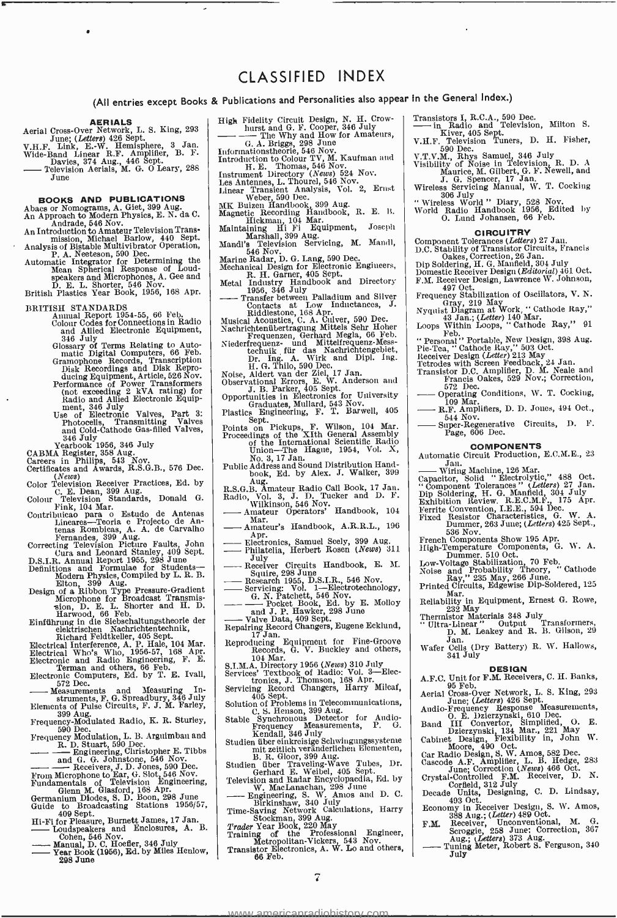# CLASSIFIED INDEX

**(All entries except Books & Publications and Personalities also appear in the General Index.)**

## AERIALS

Aerial Cross-Over Network, L. S. King, 293 June; (*Letters*) 426 Sept.
V.H.F. Link, E.-W. Hemisphere, 3 Jan.
Wide-Band Linear R.F. Amplifier, B. F. Davies, 374 Aug., 446 Sept.
—— Television Aerials, M. G. O Leary, 288 June

## BOOKS AND PUBLICATIONS

Abacs or Nomograms, A. Giet, 399 Aug.
An Approach to Modern Physics, E. N. da C. Andrade, 546 Nov.
An Introduction to Amateur Television Transmission, Michael Barlow, 440 Sept.
Analysis of Bistable Multivibrator Operation, P. A. Neeteson, 590 Dec.
Automatic Integrator for Determining the Mean Spherical Response of Loudspeakers and Microphones, A. Gee and D. E. L. Shorter, 546 Nov.
British Plastics Year Book, 1956, 168 Apr.

BRITISH STANDARDS
- Annual Report 1954-55, 66 Feb.
- Colour Codes for Connections in Radio and Allied Electronic Equipment, 346 July
- Glossary of Terms Relating to Automatic Digital Computers, 66 Feb.
- Gramophone Records, Transcription Disk Recordings and Disk Reproducing Equipment, Article, 526 Nov.
- Performance of Power Transformers (not exceeding 2 kVA rating) for Radio and Allied Electronic Equipment, 346 July
- Use of Electronic Valves, Part 3: Photocells, Transmitting Valves and Cold-Cathode Gas-filled Valves, 346 July
- Yearbook 1956, 346 July

CABMA Register, 358 Aug.
Careers in Philips, 543 Nov.
Certificates and Awards, R.S.G.B., 576 Dec. (*News*)
Color Television Receiver Practices, Ed. by C. E. Dean, 399 Aug.
Colour Television Standards, Donald G. Fink, 104 Mar.
Contribuicao para o Estudo de Antenas Lineares—Teoria e Projecto de Antenas Rombicas, A. A. de Carvalho Fernandes, 399 Aug.
Correcting Television Picture Faults, John Cura and Leonard Stanley, 409 Sept.
D.S.I.R. Annual Report 1955, 298 June
Definitions and Formulae for Students—Modern Physics, Compiled by L. R. B. Elton, 399 Aug.
Design of a Ribbon Type Pressure-Gradient Microphone for Broadcast Transmission, D. E. L. Shorter and H. D. Harwood, 66 Feb.
Einführung in die Siebschaltungstheorie der elektrischen Nachrichtentechnik, Richard Feldtkeller, 405 Sept.
Electrical Interference, A. P. Hale, 104 Mar.
Electrical Who's Who, 1956-57, 168 Apr.
Electronic and Radio Engineering, F. E. Terman and others, 66 Feb.
Electronic Computers, Ed. by T. E. Ivall, 572 Dec.
—— Measurements and Measuring Instruments, F. G. Spreadbury, 346 July
Elements of Pulse Circuits, F. J. M. Farley, 399 Aug.
Frequency-Modulated Radio, K. R. Sturley, 590 Dec.
Frequency Modulation, L. B. Arguimbau and R. D. Stuart, 590 Dec.
—— —— Engineering, Christopher E. Tibbs and G. G. Johnstone, 546 Nov.
—— —— Receivers, J. D. Jones, 590 Dec.
From Microphone to Ear, G. Slot, 546 Nov.
Fundamentals of Television Engineering, Glenn M. Glasford, 168 Apr.
Germanium Diodes, S. D. Boon, 298 June
Guide to Broadcasting Stations 1956/57, 409 Sept.
Hi-Fi for Pleasure, Burnett James, 17 Jan.
—— Loudspeakers and Enclosures, A. B. Cohen, 546 Nov.
—— Manual, D. C. Hoefler, 346 July
—— Year Book (1956), Ed. by Miles Henlow, 298 June
High Fidelity Circuit Design, N. H. Crowhurst and G. F. Cooper, 346 July
—— —— The Why and How for Amateurs, G. A. Briggs, 298 June
Informationstheorie, 546 Nov.
Introduction to Colour TV, M. Kaufman and H. E. Thomas, 546 Nov.
Instrument Directory (*News*) 524 Nov.
Les Antennes, L. Thourel, 546 Nov.
Linear Transient Analysis, Vol. 2, Ernst Weber, 590 Dec.
MK Buizen Handbook, 399 Aug.
Magnetic Recording Handbook, R. E. B. Hickman, 104 Mar.
Maintaining Hi Fi Equipment, Joseph Marshall, 399 Aug.
Mandl's Television Servicing, M. Mandl, 546 Nov.
Marine Radar, D. G. Lang, 590 Dec.
Mechanical Design for Electronic Engineers, R. H. Garner, 405 Sept.
Metal Industry Handbook and Directory 1956, 346 July
—— Transfer between Palladium and Silver Contacts at Low Inductances, J. Riddlestone, 168 Apr.
Musical Acoustics, C. A. Culver, 590 Dec.
Nachrichtenübertragung Mittels Sehr Hoher Frequenzen, Gerhard Megla, 66 Feb.
Niederfrequenz- und Mittelfrequenz-Messtechnik für das Nachrichtengebiet, Dr. Ing. A. Wirk and Dipl. Ing. H. G. Thilo, 590 Dec.
Noise, Aldert van der Ziel, 17 Jan.
Observational Errors, E. W. Anderson and J. B. Parker, 405 Sept.
Opportunities in Electronics for University Graduates, Mullard, 543 Nov.
Plastics Engineering, F. T. Barwell, 405 Sept.
Points on Pickups, F. Wilson, 104 Mar.
Proceedings of the XIth General Assembly of the International Scientific Radio Union—The Hague, 1954, Vol. X, No. 3, 17 Jan.
Public Address and Sound Distribution Handbook, Ed. by Alex. J. Walker, 399 Aug.
R.S.G.B. Amateur Radio Call Book, 17 Jan.
Radio, Vol. 3, J. D. Tucker and D. F. Wilkinson, 546 Nov.
—— Amateur Operators' Handbook, 104 Mar.
—— Amateur's Handbook, A.R.R.L., 196 Apr.
—— Electronics, Samuel Seely, 399 Aug.
—— Philatelia, Herbert Rosen (*News*) 311 July
—— Receiver Circuits Handbook, E. M. Squire, 298 June
—— Research 1955, D.S.I.R., 546 Nov.
—— Servicing: Vol. 1—Electrotechnology, G. N. Patchett, 546 Nov.
—— —— Pocket Book, Ed. by E. Molloy and J. P. Hawker, 298 June
—— Valve Data, 409 Sept.
Repairing Record Changers, Eugene Ecklund, 17 Jan.
Reproducing Equipment for Fine-Groove Records, G. V. Buckley and others, 104 Mar.
S.I.M.A. Directory 1956 (*News*) 310 July
Services' Textbook of Radio: Vol. 3—Electronics, J. Thomson, 168 Apr.
Servicing Record Changers, Harry Mileaf, 405 Sept.
Solution of Problems in Telecommunications, C. S. Henson, 399 Aug.
Stable Synchronous Detector for Audio-Frequency Measurements, P. G. Kendall, 346 July
Studien über einkreisige Schwingungssysteme mit zeitlich veränderlichen Elementen, B. R. Gloor, 399 Aug.
Studien über Traveling-Wave Tubes, Dr. Gerhard E. Weibel, 405 Sept.
Television and Radar Encyclopaedia, Ed. by W. MacLanachan, 298 June
—— Engineering, S. W. Amos and D. C. Birkinshaw, 340 July
Time-Saving Network Calculations, Harry Stockman, 399 Aug.
*Trader* Year Book, 220 May
Training of the Professional Engineer, Metropolitan-Vickers, 543 Nov.
Transistor Electronics, A. W. Lo and others, 66 Feb.
Transistors I, R.C.A., 590 Dec.
—— in Radio and Television, Milton S. Kiver, 405 Sept.
V.H.F. Television Tuners, D. H. Fisher, 590 Dec.
V.T.V.M., Rhys Samuel, 346 July
Visibility of Noise in Television, R. D. A Maurice, M. Gilbert, G. F. Newell, and J. G. Spencer, 17 Jan.
Wireless Servicing Manual, W. T. Cocking 306 July
"Wireless World" Diary, 528 Nov.
World Radio Handbook 1956, Edited by O. Lund Johansen, 66 Feb.

## CIRCUITRY

Component Tolerances (*Letters*) 27 Jan.
D.C. Stability of Transistor Circuits, Francis Oakes, Correction, 26 Jan.
Dip Soldering, H. G. Manfield, 304 July
Domestic Receiver Design (*Editorial*) 461 Oct.
F.M. Receiver Design, Lawrence W. Johnson, 497 Oct.
Frequency Stabilization of Oscillators, V. N. Gray, 219 May
Nyquist Diagram at Work, "Cathode Ray," 43 Jan.; (*Letter*) 140 Mar.
Loops Within Loops, "Cathode Ray," 91 Feb.
"Personal" Portable, New Design, 398 Aug.
Pie-Tea, "Cathode Ray," 503 Oct.
Receiver Design (*Letter*) 213 May
Tetrodes with Screen Feedback, 24 Jan.
Transistor D.C. Amplifier, D. M. Neale and Francis Oakes, 529 Nov.; Correction, 572 Dec.
—— Operating Conditions, W. T. Cocking, 109 Mar.
—— R.F. Amplifiers, D. D. Jones, 494 Oct., 544 Nov.
—— Super-Regenerative Circuits, D. F. Page, 606 Dec.

## COMPONENTS

Automatic Circuit Production, E.C.M.E., 23 Jan.
—— Wiring Machine, 126 Mar.
Capacitor, Solid "Electrolytic," 488 Oct.
"Component Tolerances" (*Letters*) 27 Jan.
Dip Soldering, H. G. Manfield, 304 July
Exhibition Review. R.E.C.M.F., 175 Apr.
Ferrite Convention, I.E.E., 594 Dec.
Fixed Resistor Characteristics, G. W. A. Dummer, 263 June; (*Letters*) 425 Sept., 536 Nov.
French Components Show 195 Apr.
High-Temperature Components, G. W. A. Dummer. 510 Oct.
Low-Voltage Stabilization, 70 Feb.
Noise and Probability Theory, "Cathode Ray," 235 May, 266 June.
Printed Circuits, Edgewise Dip-Soldered, 125 Mar.
Reliability in Equipment, Ernest G. Rowe, 232 May
Thermistor Materials 348 July
"Ultra-Linear" Output Transformers, D. M. Leakey and R. B. Gilson, 29 Jan.
Wafer Cells (Dry Battery) R. W. Hallows, 341 July

## DESIGN

A.F.C. Unit for F.M. Receivers, C. H. Banks, 95 Feb.
Aerial Cross-Over Network, L. S. King, 293 June; (*Letters*) 426 Sept.
Audio-Frequency Response Measurements, O. E. Dzierzynski, 610 Dec.
Band III Convertor, Simplified, O. E. Dzierzynski, 134 Mar., 221 May
Cabinet Design, Flexibility in, John W. Moore, 490 Oct.
Car Radio Design, S. W. Amos, 582 Dec.
Cascode A.F. Amplifier, L. B. Hedge, 283 June; Correction (*News*) 466 Oct.
Crystal-Controlled F.M. Receiver, D. N. Corfield, 312 July
Decade Units, Designing, C. D. Lindsay, 493 Oct.
Economy in Receiver Design, S. W. Amos, 388 Aug.; (*Letter*) 489 Oct.
F.M. Receiver, Unconventional, M. G. Scroggie, 258 June; Correction, 367 Aug.; (*Letters*) 373 Aug.
—— Tuning Meter, Robert S. Ferguson, 340 July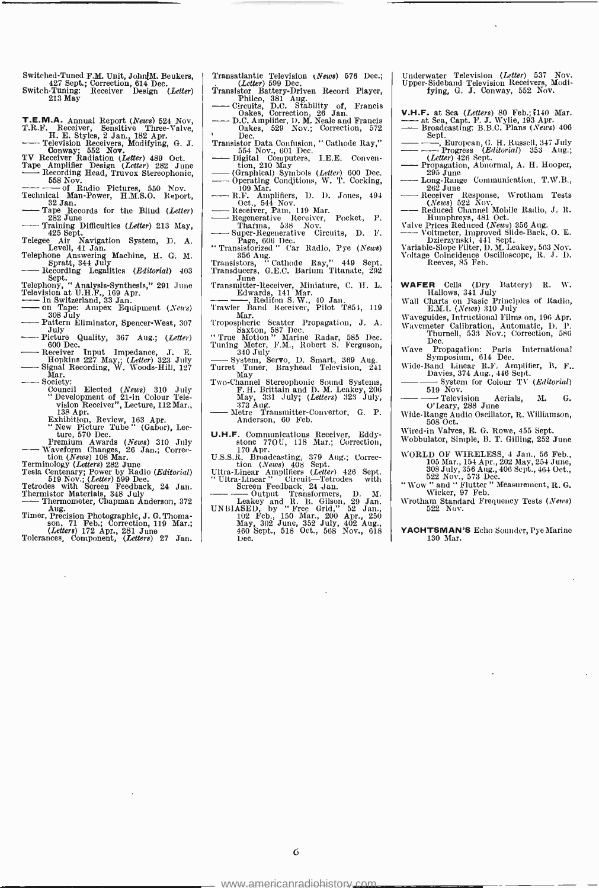Switched-Tuned F.M. Unit, John M. Beukers, 427 Sept.; Correction, 614 Dec.
Switch-Tuning: Receiver Design (*Letter*) 213 May

**T.E.M.A.** Annual Report (*News*) 524 Nov.
T.R.F. Receiver, Sensitive Three-Valve, H. E. Styles, 2 Jan., 182 Apr.
—— Television Receivers, Modifying, G. J. Conway; 552 Nov.
TV Receiver Radiation (*Letter*) 489 Oct.
Tape Amplifier Design (*Letter*) 282 June
—— Recording Head, Truvox Stereophonic, 558 Nov.
—— —— of Radio Pictures, 550 Nov.
Technical Man-Power, H.M.S.O. Report, 32 Jan.
—— Tape Records for the Blind (*Letter*) 282 June
—— Training Difficulties (*Letter*) 213 May, 425 Sept.
Telegee Air Navigation System, D. A. Levell, 41 Jan.
Telephone Answering Machine, H. G. M. Spratt, 344 July
—— Recording Legalities (*Editorial*) 403 Sept.
Telephony, "Analysis-Synthesis," 291 June
Television at U.H.F., 169 Apr.
—— In Switzerland, 33 Jan.
—— on Tape: Ampex Equipment (*News*) 308 July
—— Pattern Eliminator, Spencer-West, 307 July
—— Picture Quality, 367 Aug.; (*Letter*) 600 Dec.
—— Receiver Input Impedance, J. E. Hopkins 227 May,; (*Letter*) 323 July
—— Signal Recording, W. Woods-Hill, 127 Mar.
—— Society:
 Council Elected (*News*) 310 July
 "Development of 21-in Colour Television Receiver", Lecture, 112 Mar., 138 Apr.
 Exhibition, Review, 163 Apr.
 "New Picture Tube" (Gabor), Lecture, 570 Dec.
 Premium Awards (*News*) 310 July
—— Waveform Changes, 26 Jan.; Correction (*News*) 108 Mar.
Terminology (*Letters*) 282 June
Tesla Centenary; Power by Radio (*Editorial*) 519 Nov.; (*Letter*) 599 Dec.
Tetrodes with Screen Feedback, 24 Jan.
Thermistor Materials, 348 July
—— Thermometer, Chapman Anderson, 372 Aug.
Timer, Precision Photographic, J. G. Thomason, 71 Feb.; Correction, 119 Mar.; (*Letters*) 172 Apr., 281 June
Tolerances, Component, (*Letters*) 27 Jan.

Transatlantic Television (*News*) 576 Dec.; (*Letter*) 599 Dec.
Transistor Battery-Driven Record Player, Philco, 381 Aug.
—— Circuits, D.C. Stability of, Francis Oakes, Correction, 26 Jan.
—— D.C. Amplifier, D. M. Neale and Francis Oakes, 529 Nov.; Correction, 572 Dec.
Transistor Data Confusion, "Cathode Ray," 554 Nov., 601 Dec.
—— Digital Computers, I.E.E. Convention, 210 May
—— (Graphical) Symbols (*Letter*) 600 Dec.
—— Operating Conditions, W. T. Cocking, 109 Mar.
—— R.F. Amplifiers, D. D. Jones, 494 Oct., 544 Nov.
—— Receiver, Pam, 119 Mar.
—— Regenerative Receiver, Pocket, P. Tharma, 538 Nov.
—— Super-Regenerative Circuits, D. F. Page, 606 Dec.
"Transistorized" Car Radio, Pye (*News*) 356 Aug.
Transistors, "Cathode Ray," 449 Sept.
Transducers, G.E.C. Barium Titanate, 292 June
Transmitter-Receiver, Miniature, C. H. L. Edwards, 141 Mar.
—— ——, Redifon S.W., 40 Jan.
Trawler Band Receiver, Pilot T851, 119 Mar.
Tropospheric Scatter Propagation, J. A. Saxton, 587 Dec.
"True Motion" Marine Radar, 585 Dec.
Tuning Meter, F.M., Robert S. Ferguson, 340 July
—— System, Servo, D. Smart, 369 Aug.
Turret Tuner, Brayhead Television, 241 May
Two-Channel Stereophonic Sound Systems, F. H. Brittain and D. M. Leakey, 206 May, 331 July; (*Letters*) 323 July, 373 Aug.
—— Metre Transmitter-Convertor, G. P. Anderson, 60 Feb.

**U.H.F.** Communications Receiver, Eddystone 770U, 118 Mar.; Correction, 170 Apr.
U.S.S.R. Broadcasting, 379 Aug.; Correction (*News*) 408 Sept.
Ultra-Linear Amplifiers (*Letter*) 426 Sept.
"Ultra-Linear" Circuit—Tetrodes with Screen Feedback, 24 Jan.
—— —— Output Transformers, D. M. Leakey and R. B. Gilson, 29 Jan.
UNBIASED, by "Free Grid," 52 Jan., 102 Feb., 150 Mar., 200 Apr., 250 May, 302 June, 352 July, 402 Aug., 460 Sept., 518 Oct., 568 Nov., 618 Dec.

Underwater Television (*Letter*) 537 Nov.
Upper-Sideband Television Receivers, Modifying, G. J. Conway, 552 Nov.

**V.H.F.** at Sea (*Letters*) 80 Feb.; 140 Mar.
—— at Sea, Capt. F. J. Wylie, 193 Apr.
—— Broadcasting: B.B.C. Plans (*News*) 406 Sept.
—— ——, European, G. H. Russell, 347 July
—— —— Progress (*Editorial*) 353 Aug.; (*Letter*) 426 Sept.
—— Propagation, Abnormal, A. H. Hooper, 295 June
—— Long-Range Communication, T.W.B., 262 June
—— Receiver Response, Wrotham Tests (*News*) 522 Nov.
—— Reduced Channel Mobile Radio, J. R. Humphreys, 481 Oct.
Valve Prices Reduced (*News*) 356 Aug.
—— Voltmeter, Improved Slide-Back, O. E. Dzierzynski, 441 Sept.
Variable-Slope Filter, D. M. Leakey, 503 Nov.
Voltage Coincidence Oscilloscope, R. J. D. Reeves, 85 Feb.

**WAFER** Cells (Dry Battery) R. W. Hallows, 341 July
Wall Charts on Basic Principles of Radio, E.M.I. (*News*) 310 July
Waveguides, Intructional Films on, 196 Apr.
Wavemeter Calibration, Automatic, D. P. Thurnell, 533 Nov.; Correction, 586 Dec.
Wave Propagation: Paris International Symposium, 614 Dec.
Wide-Band Linear R.F. Amplifier, B. F. Davies, 374 Aug., 446 Sept.
—— —— System for Colour TV (*Editorial*) 519 Nov.
—— —— Television Aerials, M. G. O'Leary, 288 June
Wide-Range Audio Oscillator, R. Williamson, 508 Oct.
Wired-in Valves, E. G. Rowe, 455 Sept.
Wobbulator, Simple, B. T. Gilling, 252 June

WORLD OF WIRELESS, 4 Jan., 56 Feb., 105 Mar., 154 Apr., 202 May, 254 June, 308 July, 356 Aug., 406 Sept., 464 Oct., 522 Nov., 573 Dec.
"Wow" and "Flutter" Measurement, R. G. Wicker, 97 Feb.
Wrotham Standard Frequency Tests (*News*) 522 Nov.

**YACHTSMAN'S** Echo Sounder, Pye Marine 130 Mar.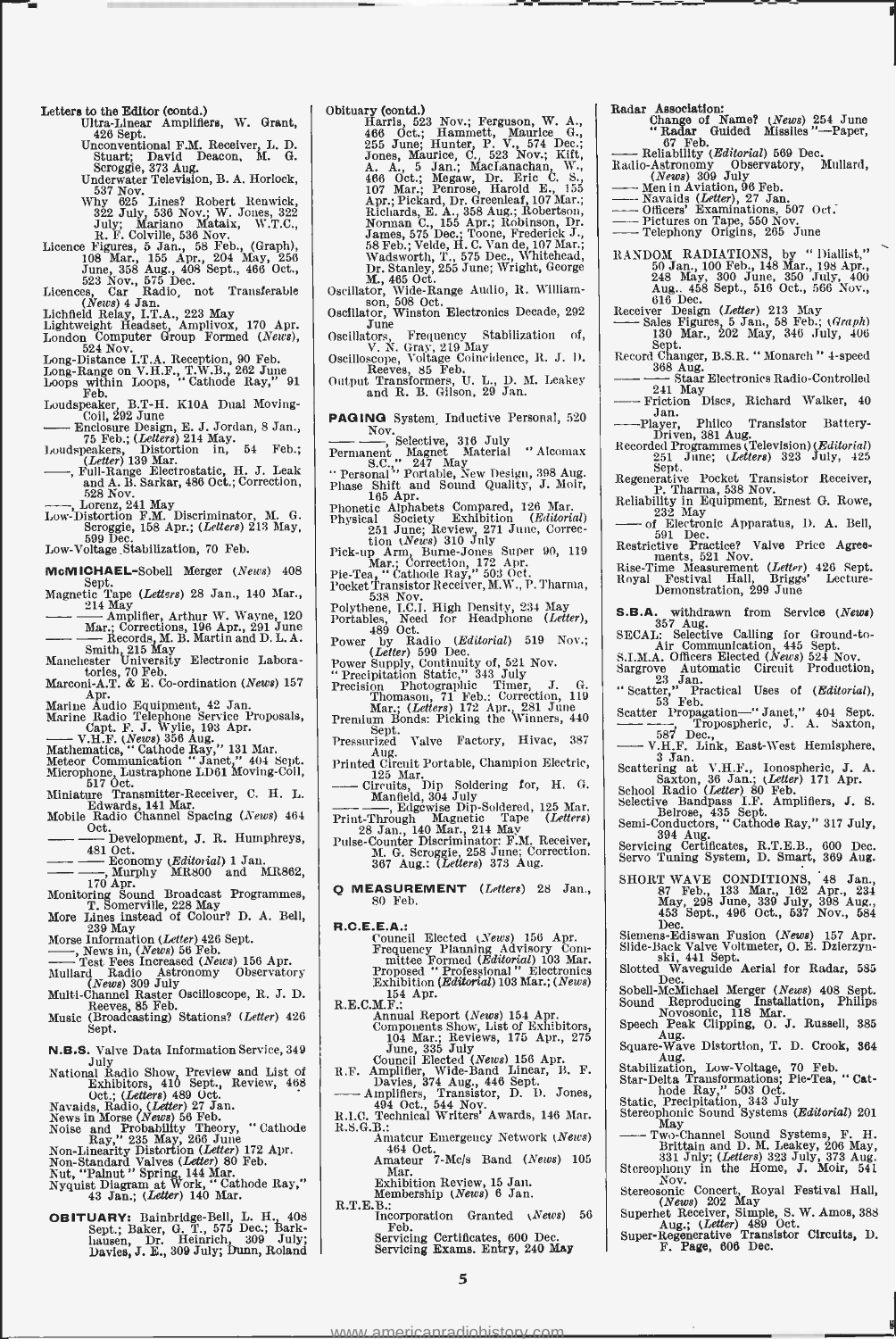Letters to the Editor (contd.)
Ultra-Linear Amplifiers, W. Grant, 426 Sept.
Unconventional F.M. Receiver, L. D. Stuart; David Deacon, M. G. Scroggie, 373 Aug.
Underwater Television, B. A. Horlock, 537 Nov.
Why 625 Lines? Robert Renwick, 322 July, 536 Nov.; W. Jones, 322 July; Mariano Mataix, W.T.C., R. F. Colville, 536 Nov.
Licence Figures, 5 Jan., 58 Feb., (Graph), 108 Mar., 155 Apr., 204 May, 256 June, 358 Aug., 408 Sept., 466 Oct., 523 Nov., 575 Dec.
Licences, Car Radio, not Transferable (*News*) 4 Jan.
Lichfield Relay, I.T.A., 223 May
Lightweight Headset, Amplivox, 170 Apr.
London Computer Group Formed (*News*), 524 Nov.
Long-Distance I.T.A. Reception, 90 Feb.
Long-Range on V.H.F., T.W.B., 262 June
Loops within Loops, "Cathode Ray," 91 Feb.
Loudspeaker, B.T-H. K10A Dual Moving-Coil, 292 June
—— Enclosure Design, E. J. Jordan, 8 Jan., 75 Feb.; (*Letters*) 214 May.
Loudspeakers, Distortion in, 54 Feb.; (*Letter*) 139 Mar.
——, Full-Range Electrostatic, H. J. Leak and A. B. Sarkar, 486 Oct.; Correction, 528 Nov.
——, Lorenz, 241 May
Low-Distortion F.M. Discriminator, M. G. Scroggie, 158 Apr.; (*Letters*) 213 May, 599 Dec.
Low-Voltage Stabilization, 70 Feb.

**McMICHAEL**-Sobell Merger (*News*) 408 Sept.
Magnetic Tape (*Letters*) 28 Jan., 140 Mar., 214 May
—— —— Amplifier, Arthur W. Wayne, 120 Mar.; Corrections, 196 Apr., 291 June
—— —— Records, M. B. Martin and D. L. A. Smith, 215 May
Manchester University Electronic Laboratories, 70 Feb.
Marconi-A.T. & E. Co-ordination (*News*) 157 Apr.
Marine Audio Equipment, 42 Jan.
Marine Radio Telephone Service Proposals, Capt. F. J. Wylie, 193 Apr.
—— V.H.F. (*News*) 356 Aug.
Mathematics, "Cathode Ray," 131 Mar.
Meteor Communication "Janet," 404 Sept.
Microphone, Lustraphone LD61 Moving-Coil, 517 Oct.
Miniature Transmitter-Receiver, C. H. L. Edwards, 141 Mar.
Mobile Radio Channel Spacing (*News*) 464 Oct.
—— —— Development, J. R. Humphreys, 481 Oct.
—— —— Economy (*Editorial*) 1 Jan.
—— ——, Murphy MR800 and MR862, 170 Apr.
Monitoring Sound Broadcast Programmes, T. Somerville, 228 May
More Lines instead of Colour? D. A. Bell, 239 May
Morse Information (*Letter*) 426 Sept.
——, News in, (*News*) 56 Feb.
—— Test Fees Increased (*News*) 156 Apr.
Mullard Radio Astronomy Observatory (*News*) 309 July
Multi-Channel Raster Oscilloscope, R. J. D. Reeves, 85 Feb.
Music (Broadcasting) Stations? (*Letter*) 426 Sept.

**N.B.S.** Valve Data Information Service, 349 July
National Radio Show, Preview and List of Exhibitors, 410 Sept., Review, 468 Oct.; (*Letters*) 489 Oct.
Navaids, Radio, (*Letter*) 27 Jan.
News in Morse (*News*) 56 Feb.
Noise and Probability Theory, "Cathode Ray," 235 May, 266 June
Non-Linearity Distortion (*Letter*) 172 Apr.
Non-Standard Valves (*Letter*) 80 Feb.
Nut, "Palnut" Spring, 144 Mar.
Nyquist Diagram at Work, "Cathode Ray," 43 Jan.; (*Letter*) 140 Mar.

**OBITUARY:** Bainbridge-Bell, L. H., 408 Sept.; Baker, G. T., 575 Dec.; Barkhausen, Dr. Heinrich, 309 July; Davies, J. E., 309 July; Dunn, Roland

Obituary (contd.)
Harris, 523 Nov.; Ferguson, W. A., 466 Oct.; Hammett, Maurice G., 255 June; Hunter, P. V., 574 Dec.; Jones, Maurice, C., 523 Nov.; Kift, A. A., 5 Jan.; MacLanachan, W., 466 Oct.; Megaw, Dr. Eric C. S., 107 Mar.; Penrose, Harold E., 155 Apr.; Pickard, Dr. Greenleaf, 107 Mar.; Richards, E. A., 358 Aug.; Robertson, Norman C., 155 Apr.; Robinson, Dr. James, 575 Dec.; Toone, Frederick J., 58 Feb.; Velde, H. C. Van de, 107 Mar.; Wadsworth, T., 575 Dec., Whitehead, Dr. Stanley, 255 June; Wright, George M., 465 Oct.
Oscillator, Wide-Range Audio, R. Williamson, 508 Oct.
Oscillator, Winston Electronics Decade, 292 June
Oscillators, Frequency Stabilization of, V. N. Gray, 219 May
Oscilloscope, Voltage Coincidence, R. J. D. Reeves, 85 Feb.
Output Transformers, U. L., D. M. Leakey and R. B. Gilson, 29 Jan.

**PAGING** System, Inductive Personal, 520 Nov.
—— ——, Selective, 316 July
Permanent Magnet Material "Alcomax S.C.," 247 May
"Personal" Portable, New Design, 398 Aug.
Phase Shift and Sound Quality, J. Moir, 165 Apr.
Phonetic Alphabets Compared, 126 Mar.
Physical Society Exhibition (*Editorial*) 251 June; Review, 271 June, Correction (*News*) 310 July
Pick-up Arm, Burne-Jones Super 90, 119 Mar.; Correction, 172 Apr.
Pie-Tea, "Cathode Ray," 503 Oct.
Pocket Transistor Receiver, M.W., P. Tharma, 538 Nov.
Polythene, I.C.I. High Density, 234 May
Portables, Need for Headphone (*Letter*), 489 Oct.
Power by Radio (*Editorial*) 519 Nov.; (*Letter*) 599 Dec.
Power Supply, Continuity of, 521 Nov.
"Precipitation Static," 343 July
Precision Photographic Timer, J. G. Thomason, 71 Feb.; Correction, 119 Mar.; (*Letters*) 172 Apr., 281 June
Premium Bonds: Picking the Winners, 440 Sept.
Pressurized Valve Factory, Hivac, 387 Aug.
Printed Circuit Portable, Champion Electric, 125 Mar.
—— Circuits, Dip Soldering for, H. G. Manfield, 304 July
—— ——, Edgewise Dip-Soldered, 125 Mar.
Print-Through Magnetic Tape (*Letters*) 28 Jan., 140 Mar., 214 May
Pulse-Counter Discriminator: F.M. Receiver, M. G. Scroggie, 258 June; Correction, 367 Aug.; (*Letters*) 373 Aug.

**Q MEASUREMENT** (*Letters*) 28 Jan., 80 Feb.

**R.C.E.E.A.:**
Council Elected (*News*) 156 Apr.
Frequency Planning Advisory Committee Formed (*Editorial*) 103 Mar.
Proposed "Professional" Electronics Exhibition (*Editorial*) 103 Mar.; (*News*) 154 Apr.
R.E.C.M.F.:
Annual Report (*News*) 154 Apr.
Components Show, List of Exhibitors, 104 Mar.; Reviews, 175 Apr., 275 June, 335 July
Council Elected (*News*) 156 Apr.
R.F. Amplifier, Wide-Band Linear, B. F. Davies, 374 Aug., 446 Sept.
—— Amplifiers, Transistor, D. D. Jones, 494 Oct., 544 Nov.
R.I.C. Technical Writers' Awards, 146 Mar.
R.S.G.B.:
Amateur Emergency Network (*News*) 464 Oct.
Amateur 7-Mc/s Band (*News*) 105 Mar.
Exhibition Review, 15 Jan.
Membership (*News*) 6 Jan.
R.T.E.B.:
Incorporation Granted (*News*) 56 Feb.
Servicing Certificates, 600 Dec.
Servicing Exams. Entry, 240 May

Radar Association:
Change of Name? (*News*) 254 June
"Radar Guided Missiles"—Paper, 67 Feb.
—— Reliability (*Editorial*) 569 Dec.
Radio-Astronomy Observatory, Mullard, (*News*) 309 July
—— Men in Aviation, 96 Feb.
—— Navaids (*Letter*), 27 Jan.
—— Officers' Examinations, 507 Oct.
—— Pictures on Tape, 550 Nov.
—— Telephony Origins, 265 June

RANDOM RADIATIONS, by "Diallist," 50 Jan., 100 Feb., 148 Mar., 198 Apr., 248 May, 300 June, 350 July, 400 Aug., 458 Sept., 516 Oct., 566 Nov., 616 Dec.
Receiver Design (*Letter*) 213 May
—— Sales Figures, 5 Jan., 58 Feb.; (*Graph*) 130 Mar., 202 May, 346 July, 406 Sept.
Record Changer, B.S.R. "Monarch" 4-speed 368 Aug.
—— —— Staar Electronics Radio-Controlled 241 May
—— Friction Discs, Richard Walker, 40 Jan.
——Player, Philco Transistor Battery-Driven, 381 Aug.
Recorded Programmes (Television) (*Editorial*) 251 June; (*Letters*) 323 July, 425 Sept.
Regenerative Pocket Transistor Receiver, P. Tharma, 538 Nov.
Reliability in Equipment, Ernest G. Rowe, 232 May
—— of Electronic Apparatus, D. A. Bell, 591 Dec.
Restrictive Practice? Valve Price Agreements, 521 Nov.
Rise-Time Measurement (*Letter*) 426 Sept.
Royal Festival Hall, Briggs' Lecture-Demonstration, 299 June

**S.B.A.** withdrawn from Service (*News*) 357 Aug.
SECAL: Selective Calling for Ground-to-Air Communication, 445 Sept.
S.I.M.A. Officers Elected (*News*) 524 Nov.
Sargrove Automatic Circuit Production, 23 Jan.
"Scatter," Practical Uses of (*Editorial*), 53 Feb.
Scatter Propagation—"Janet," 404 Sept.
—— —— Tropospheric, J. A. Saxton, 587 Dec.
—— V.H.F. Link, East-West Hemisphere, 3 Jan.
Scattering at V.H.F., Ionospheric, J. A. Saxton, 36 Jan.; (*Letter*) 171 Apr.
School Radio (*Letter*) 80 Feb.
Selective Bandpass I.F. Amplifiers, J. S. Belrose, 435 Sept.
Semi-Conductors, "Cathode Ray," 317 July, 394 Aug.
Servicing Certificates, R.T.E.B., 600 Dec.
Servo Tuning System, D. Smart, 369 Aug.

SHORT WAVE CONDITIONS, 48 Jan., 87 Feb., 133 Mar., 162 Apr., 234 May, 298 June, 330 July, 398 Aug., 453 Sept., 496 Oct., 537 Nov., 584 Dec.
Siemens-Ediswan Fusion (*News*) 157 Apr.
Slide-Back Valve Voltmeter, O. E. Dzierzynski, 441 Sept.
Slotted Waveguide Aerial for Radar, 585 Dec.
Sobell-McMichael Merger (*News*) 408 Sept.
Sound Reproducing Installation, Philips Novosonic, 118 Mar.
Speech Peak Clipping, O. J. Russell, 385 Aug.
Square-Wave Distortion, T. D. Crook, 364 Aug.
Stabilization, Low-Voltage, 70 Feb.
Star-Delta Transformations; Pie-Tea, "Cathode Ray," 503 Oct.
Static, Precipitation, 343 July
Stereophonic Sound Systems (*Editorial*) 201 May
—— Two-Channel Sound Systems, F. H. Brittain and D. M. Leakey, 206 May, 331 July; (*Letters*) 323 July, 373 Aug.
Stereophony in the Home, J. Moir, 541 Nov.
Stereosonic Concert, Royal Festival Hall, (*News*) 202 May
Superhet Receiver, Simple, S. W. Amos, 388 Aug.; (*Letter*) 489 Oct.
Super-Regenerative Transistor Circuits, D. F. Page, 606 Dec.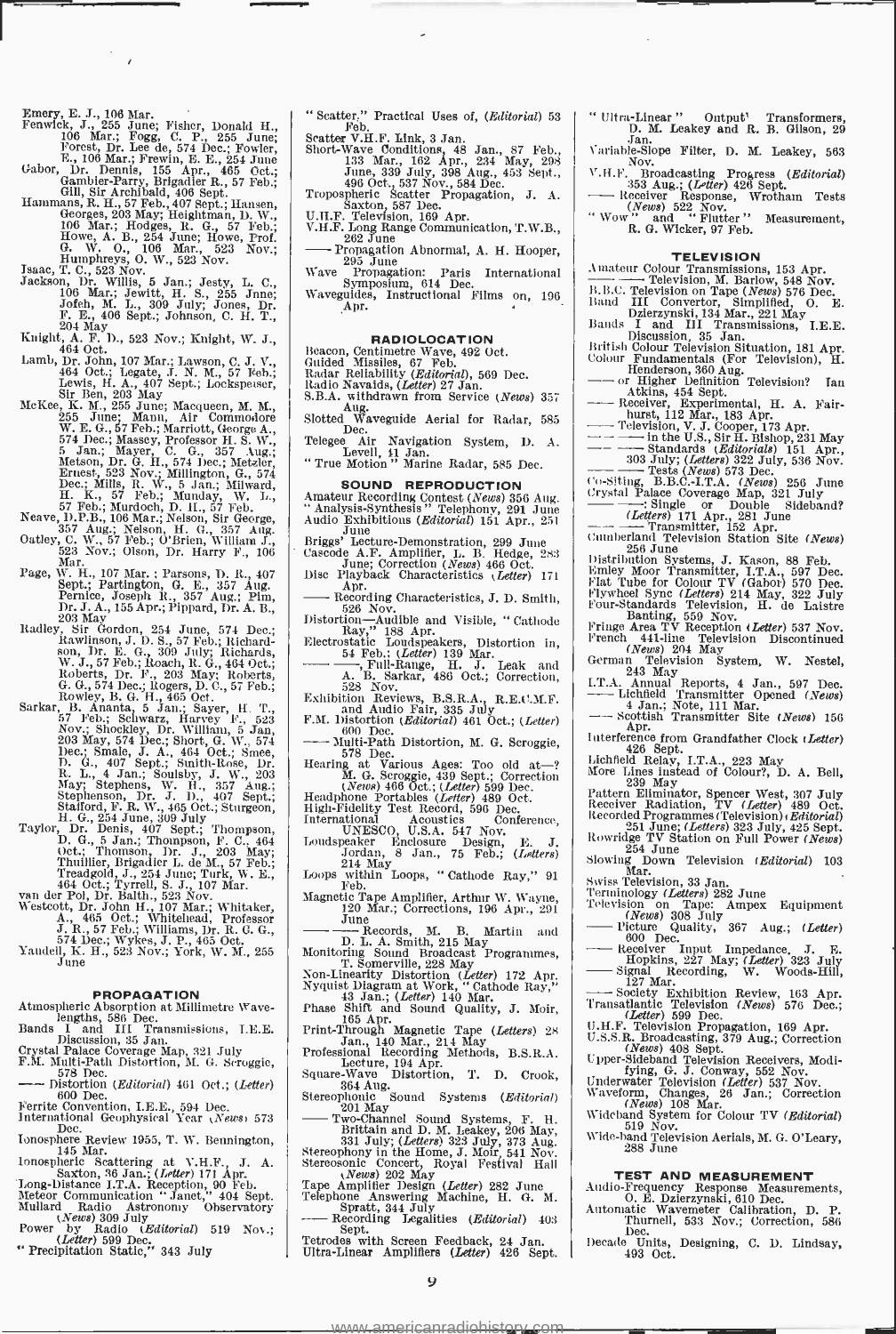Emery, E. J., 106 Mar.
Fenwick, J., 255 June; Fisher, Donald H., 106 Mar.; Fogg, C. P., 255 June; Forest, Dr. Lee de, 574 Dec.; Fowler, E., 106 Mar.; Frewin, E. E., 254 June
Gabor, Dr. Dennis, 155 Apr., 465 Oct.; Gambier-Parry, Brigadier R., 57 Feb.; Gill, Sir Archibald, 406 Sept.
Hammans, R. H., 57 Feb., 407 Sept.; Hansen, Georges, 203 May; Heightman, D. W., 106 Mar.; Hodges, R. G., 57 Feb.; Howe, A. B., 254 June; Howe, Prof. G. W. O., 106 Mar., 523 Nov.; Humphreys, O. W., 523 Nov.
Isaac, T. C., 523 Nov.
Jackson, Dr. Willis, 5 Jan.; Jesty, L. C., 106 Mar.; Jewitt, H. S., 255 June; Jofeh, M. L., 309 July; Jones, Dr. F. E., 406 Sept.; Johnson, C. H. T., 204 May
Knight, A. F. D., 523 Nov.; Knight, W. J., 464 Oct.
Lamb, Dr. John, 107 Mar.; Lawson, C. J. V., 464 Oct.; Legate, J. N. M., 57 Feb.; Lewis, H. A., 407 Sept.; Lockspeiser, Sir Ben, 203 May
McKee, K. M., 255 June; Macqueen, M. M., 255 June; Mann, Air Commodore W. E. G., 57 Feb.; Marriott, George A., 574 Dec.; Massey, Professor H. S. W., 5 Jan.; Mayer, C. G., 357 Aug.; Metson, Dr. G. H., 574 Dec.; Metzler, Ernest, 523 Nov.; Millington, G., 574 Dec.; Mills, R. W., 5 Jan.; Milward, H. K., 57 Feb.; Munday, W. L., 57 Feb.; Murdoch, D. H., 57 Feb.
Neave, D.P.B., 106 Mar.; Nelson, Sir George, 357 Aug.; Nelson, H. G., 357 Aug.
Oatley, C. W., 57 Feb.; O'Brien, William J., 523 Nov.; Olson, Dr. Harry F., 106 Mar.
Page, W. H., 107 Mar.; Parsons, D. R., 407 Sept.; Partington, G. E., 357 Aug.; Pim, Pernice, Joseph R., 357 Aug.; Pim, Dr. J. A., 155 Apr.; Pippard, Dr. A. B., 203 May
Radley, Sir Gordon, 254 June, 574 Dec.; Rawlinson, J. D. S., 57 Feb.; Richardson, Dr. E. G., 309 July; Richards, W. J., 57 Feb.; Roach, R. G., 464 Oct.; Roberts, Dr. F., 203 May; Roberts, G. G., 574 Dec.; Rogers, D. C., 57 Feb.; Rowley, B. G. H., 465 Oct.
Sarkar, B. Ananta, 5 Jan.; Sayer, H. T., 57 Feb.; Schwarz, Harvey F., 523 Nov.; Shockley, Dr. William, 5 Jan., 203 May, 574 Dec.; Short, G. W., 574 Dec.; Smale, J. A., 464 Oct.; Smee, D. G., 407 Sept.; Smith-Rose, Dr. R. L., 4 Jan.; Soulsby, J. W., 203 May; Stephens, W. H., 357 Aug.; Stephenson, Dr. J. D., 407 Sept.; Stafford, F. R. W., 465 Oct.; Sturgeon, H. G., 254 June, 309 July
Taylor, Dr. Denis, 407 Sept.; Thompson, D. G., 5 Jan.; Thompson, F. C., 464 Oct.; Thomson, Dr. J., 203 May; Thuillier, Brigadier L. de M., 57 Feb.; Treadgold, J., 254 June; Turk, W. E., 464 Oct.; Tyrrell, S. J., 107 Mar.
van der Pol, Dr. Balth., 523 Nov.
Westcott, Dr. John H., 107 Mar.; Whitaker, A., 465 Oct.; Whitehead, Professor J. R., 57 Feb.; Williams, Dr. R. C. G., 574 Dec.; Wykes, J. P., 465 Oct.
Yandell, K. H., 523 Nov.; York, W. M., 255 June

## PROPAGATION

Atmospheric Absorption at Millimetre Wavelengths, 586 Dec.
Bands I and III Transmissions, I.E.E. Discussion, 35 Jan.
Crystal Palace Coverage Map, 321 July
F.M. Multi-Path Distortion, M. G. Scroggie, 578 Dec.
—— Distortion (*Editorial*) 461 Oct.; (*Letter*) 600 Dec.
Ferrite Convention, I.E.E., 594 Dec.
International Geophysical Year (*News*) 573 Dec.
Ionosphere Review 1955, T. W. Bennington, 145 Mar.
Ionospheric Scattering at V.H.F., J. A. Saxton, 36 Jan.; (*Letter*) 171 Apr.
Long-Distance I.T.A. Reception, 90 Feb.
Meteor Communication "Janet," 404 Sept.
Mullard Radio Astronomy Observatory (*News*) 309 July
Power by Radio (*Editorial*) 519 Nov.; (*Letter*) 599 Dec.
"Precipitation Static," 343 July
"Scatter," Practical Uses of, (*Editorial*) 53 Feb.
Scatter V.H.F. Link, 3 Jan.
Short-Wave Conditions, 48 Jan., 87 Feb., 133 Mar., 162 Apr., 234 May, 298 June, 339 July, 398 Aug., 453 Sept., 496 Oct., 537 Nov., 584 Dec.
Tropospheric Scatter Propagation, J. A. Saxton, 587 Dec.
U.H.F. Television, 169 Apr.
V.H.F. Long Range Communication, T.W.B., 262 June
—— Propagation Abnormal, A. H. Hooper, 295 June
Wave Propagation: Paris International Symposium, 614 Dec.
Waveguides, Instructional Films on, 196 Apr.

## RADIOLOCATION

Beacon, Centimetre Wave, 492 Oct.
Guided Missiles, 67 Feb.
Radar Reliability (*Editorial*), 569 Dec.
Radio Navaids, (*Letter*) 27 Jan.
S.B.A. withdrawn from Service (*News*) 357 Aug.
Slotted Waveguide Aerial for Radar, 585 Dec.
Telegee Air Navigation System, D. A. Levell, 41 Jan.
"True Motion" Marine Radar, 585 Dec.

## SOUND REPRODUCTION

Amateur Recording Contest (*News*) 356 Aug.
"Analysis-Synthesis" Telephony, 291 June
Audio Exhibitions (*Editorial*) 151 Apr., 251 June
Briggs' Lecture-Demonstration, 299 June
Cascode A.F. Amplifier, L. B. Hedge, 283 June; Correction (*News*) 466 Oct.
Disc Playback Characteristics (*Letter*) 171 Apr.
—— Recording Characteristics, J. D. Smith, 526 Nov.
Distortion—Audible and Visible, "Cathode Ray," 188 Apr.
Electrostatic Loudspeakers, Distortion in, 54 Feb.; (*Letter*) 139 Mar.
—— ——, Full-Range, H. J. Leak and A. B. Sarkar, 486 Oct.; Correction, 528 Nov.
Exhibition Reviews, B.S.R.A., R.E.C.M.F. and Audio Fair, 335 July
F.M. Distortion (*Editorial*) 461 Oct.; (*Letter*) 600 Dec.
—— Multi-Path Distortion, M. G. Scroggie, 578 Dec.
Hearing at Various Ages: Too old at—? M. G. Scroggie, 439 Sept.; Correction (*News*) 466 Oct.; (*Letter*) 599 Dec.
Headphone Portables (*Letter*) 489 Oct.
High-Fidelity Test Record, 596 Dec.
International Acoustics Conference, UNESCO, U.S.A. 547 Nov.
Loudspeaker Enclosure Design, E. J. Jordan, 8 Jan., 75 Feb.; (*Letters*) 214 May
Loops within Loops, "Cathode Ray," 91 Feb.
Magnetic Tape Amplifier, Arthur W. Wayne, 120 Mar.; Corrections, 196 Apr., 291 June
—— —— Records, M. B. Martin and D. L. A. Smith, 215 May
Monitoring Sound Broadcast Programmes, T. Somerville, 228 May
Non-Linearity Distortion (*Letter*) 172 Apr.
Nyquist Diagram at Work, "Cathode Ray," 43 Jan.; (*Letter*) 140 Mar.
Phase Shift and Sound Quality, J. Moir, 165 Apr.
Print-Through Magnetic Tape (*Letters*) 28 Jan., 140 Mar., 214 May
Professional Recording Methods, B.S.R.A. Lecture, 194 Apr.
Square-Wave Distortion, T. D. Crook, 364 Aug.
Stereophonic Sound Systems (*Editorial*) 201 May
—— Two-Channel Sound Systems, F. H. Brittain and D. M. Leakey, 206 May, 331 July; (*Letters*) 323 July, 373 Aug.
Stereophony in the Home, J. Moir, 541 Nov.
Stereosonic Concert, Royal Festival Hall (*News*) 202 May
Tape Amplifier Design (*Letter*) 282 June
Telephone Answering Machine, H. G. M. Spratt, 344 July
—— Recording Legalities (*Editorial*) 403 Sept.
Tetrodes with Screen Feedback, 24 Jan.
Ultra-Linear Amplifiers (*Letter*) 426 Sept.
"Ultra-Linear" Output Transformers, D. M. Leakey and R. B. Gilson, 29 Jan.
Variable-Slope Filter, D. M. Leakey, 563 Nov.
V.H.F. Broadcasting Progress (*Editorial*) 353 Aug.; (*Letter*) 426 Sept.
—— Receiver Response, Wrotham Tests (*News*) 522 Nov.
"Wow" and "Flutter" Measurement, R. G. Wicker, 97 Feb.

## TELEVISION

Amateur Colour Transmissions, 153 Apr.
—— —— Television, M. Barlow, 548 Nov.
B.B.C. Television on Tape (*News*) 576 Dec.
Band III Convertor, Simplified, O. E. Dzierzynski, 134 Mar., 221 May
Bands I and III Transmissions, I.E.E. Discussion, 35 Jan.
British Colour Television Situation, 181 Apr.
Colour Fundamentals (For Television), H. Henderson, 360 Aug.
—— or Higher Definition Television? Ian Atkins, 454 Sept.
—— Receiver, Experimental, H. A. Fairhurst, 112 Mar., 183 Apr.
—— Television, V. J. Cooper, 173 Apr.
—— —— in the U.S., Sir H. Bishop, 231 May
—— —— Standards (*Editorials*) 151 Apr., 303 July; (*Letters*) 322 July, 536 Nov.
—— —— Tests (*News*) 573 Dec.
Co-Siting, B.B.C.-I.T.A. (*News*) 256 June
Crystal Palace Coverage Map, 321 July
—— ——: Single or Double Sideband? (*Letters*) 171 Apr., 281 June
—— —— Transmitter, 152 Apr.
Cumberland Television Station Site (*News*) 256 June
Distribution Systems, J. Kason, 88 Feb.
Emley Moor Transmitter, I.T.A., 597 Dec.
Flat Tube for Colour TV (Gabor) 570 Dec.
Flywheel Sync (*Letters*) 214 May, 322 July
Four-Standards Television, H. de Laistre Banting, 559 Nov.
Fringe Area TV Reception (*Letter*) 537 Nov.
French 441-line Television Discontinued (*News*) 204 May
German Television System, W. Nestel, 243 May
I.T.A. Annual Reports, 4 Jan., 597 Dec.
—— Lichfield Transmitter Opened (*News*) 4 Jan.; Note, 111 Mar.
—— Scottish Transmitter Site (*News*) 156 Apr.
Interference from Grandfather Clock (*Letter*) 426 Sept.
Lichfield Relay, I.T.A., 223 May
More Lines instead of Colour?, D. A. Bell, 239 May
Pattern Eliminator, Spencer West, 307 July
Receiver Radiation, TV (*Letter*) 489 Oct.
Recorded Programmes (Television) (*Editorial*) 251 June; (*Letters*) 323 July, 425 Sept.
Rowridge TV Station on Full Power (*News*) 254 June
Slowing Down Television (*Editorial*) 103 Mar.
Swiss Television, 33 Jan.
Terminology (*Letters*) 282 June
Television on Tape: Ampex Equipment (*News*) 308 July
—— Picture Quality, 367 Aug.; (*Letter*) 600 Dec.
—— Receiver Input Impedance, J. E. Hopkins, 227 May; (*Letter*) 323 July
—— Signal Recording, W. Woods-Hill, 127 Mar.
—— Society Exhibition Review, 163 Apr.
Transatlantic Television (*News*) 576 Dec.; (*Letter*) 599 Dec.
U.H.F. Television Propagation, 169 Apr.
U.S.S.R. Broadcasting, 379 Aug.; Correction (*News*) 408 Sept.
Upper-Sideband Television Receivers, Modifying, G. J. Conway, 552 Nov.
Underwater Television (*Letter*) 537 Nov.
Waveform, Changes, 26 Jan.; Correction (*News*) 108 Mar.
Wideband System for Colour TV (*Editorial*) 519 Nov.
Wide-band Television Aerials, M. G. O'Leary, 288 June

## TEST AND MEASUREMENT

Audio-Frequency Response Measurements, O. E. Dzierzynski, 610 Dec.
Automatic Wavemeter Calibration, D. P. Thurnell, 533 Nov.; Correction, 586 Dec.
Decade Units, Designing, C. D. Lindsay, 493 Oct.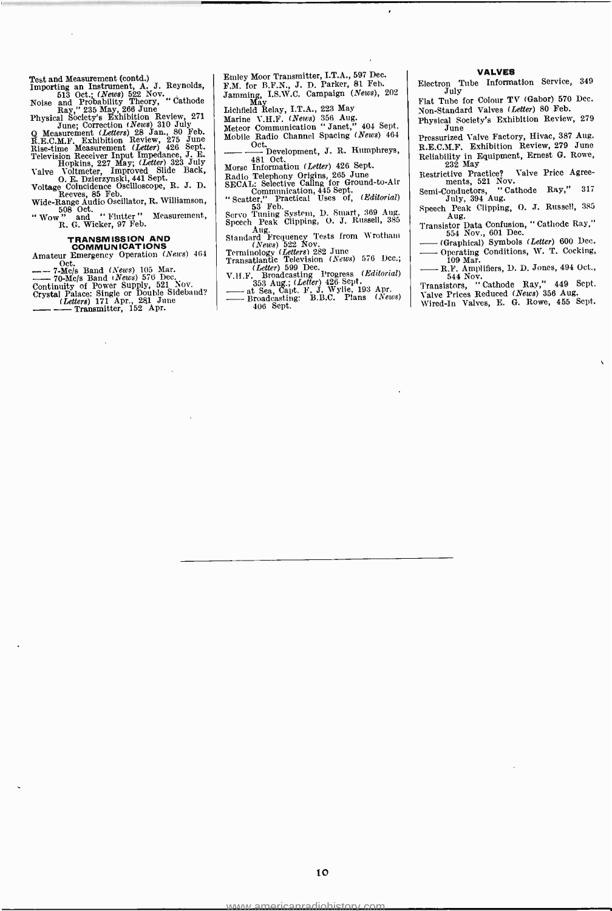Test and Measurement (contd.)

Importing an Instrument, A. J. Reynolds, 513 Oct.; (*News*) 522 Nov.

Noise and Probability Theory, "Cathode Ray," 235 May, 266 June

Physical Society's Exhibition Review, 271 June; Correction (*News*) 310 July

Q Measurement (*Letters*) 28 Jan., 80 Feb.

R.E.C.M.F. Exhibition Review, 275 June

Rise-time Measurement (*Letter*) 426 Sept.

Television Receiver Input Impedance, J. E. Hopkins, 227 May; (*Letter*) 323 July

Valve Voltmeter, Improved Slide Back, O. E. Dzierzynski, 441 Sept.

Voltage Coincidence Oscilloscope, R. J. D. Reeves, 85 Feb.

Wide-Range Audio Oscillator, R. Williamson, 508 Oct.

"Wow" and "Flutter" Measurement, R. G. Wicker, 97 Feb.

### TRANSMISSION AND COMMUNICATIONS

Amateur Emergency Operation (*News*) 464 Oct.

—— 7-Mc/s Band (*News*) 105 Mar.

—— 70-Mc/s Band (*News*) 576 Dec.

Continuity of Power Supply, 521 Nov.

Crystal Palace: Single or Double Sideband? (*Letters*) 171 Apr., 281 June

—— —— Transmitter, 152 Apr.

Emley Moor Transmitter, I.T.A., 597 Dec.

F.M. for B.F.N., J. D. Parker, 81 Feb.

Jamming, I.S.W.C. Campaign (*News*), 202 May

Lichfield Relay, I.T.A., 223 May

Marine V.H.F. (*News*) 356 Aug.

Meteor Communication "Janet," 404 Sept.

Mobile Radio Channel Spacing (*News*) 464 Oct.

—— —— Development, J. R. Humphreys, 481 Oct.

Morse Information (*Letter*) 426 Sept.

Radio Telephony Origins, 265 June

SECAL: Selective Calling for Ground-to-Air Communication, 445 Sept.

"Scatter," Practical Uses of, (*Editorial*) 53 Feb.

Servo Tuning System, D. Smart, 369 Aug.

Speech Peak Clipping, O. J. Russell, 385 Aug.

Standard Frequency Tests from Wrotham (*News*) 522 Nov.

Terminology (*Letters*) 282 June

Transatlantic Television (*News*) 576 Dec.; (*Letter*) 599 Dec.

V.H.F. Broadcasting Progress (*Editorial*) 353 Aug.; (*Letter*) 426 Sept.

—— at Sea, Capt. F. J. Wylie, 193 Apr.

—— Broadcasting: B.B.C. Plans (*News*) 406 Sept.

### VALVES

Electron Tube Information Service, 349 July

Flat Tube for Colour TV (Gabor) 570 Dec.

Non-Standard Valves (*Letter*) 80 Feb.

Physical Society's Exhibition Review, 279 June

Pressurized Valve Factory, Hivac, 387 Aug.

R.E.C.M.F. Exhibition Review, 279 June

Reliability in Equipment, Ernest G. Rowe, 232 May

Restrictive Practice? Valve Price Agreements, 521 Nov.

Semi-Conductors, "Cathode Ray," 317 July, 394 Aug.

Speech Peak Clipping, O. J. Russell, 385 Aug.

Transistor Data Confusion, "Cathode Ray," 554 Nov., 601 Dec.

—— (Graphical) Symbols (*Letter*) 600 Dec.

—— Operating Conditions, W. T. Cocking, 109 Mar.

—— R.F. Amplifiers, D. D. Jones, 494 Oct., 544 Nov.

Transistors, "Cathode Ray," 449 Sept.

Valve Prices Reduced (*News*) 356 Aug.

Wired-In Valves, E. G. Rowe, 455 Sept.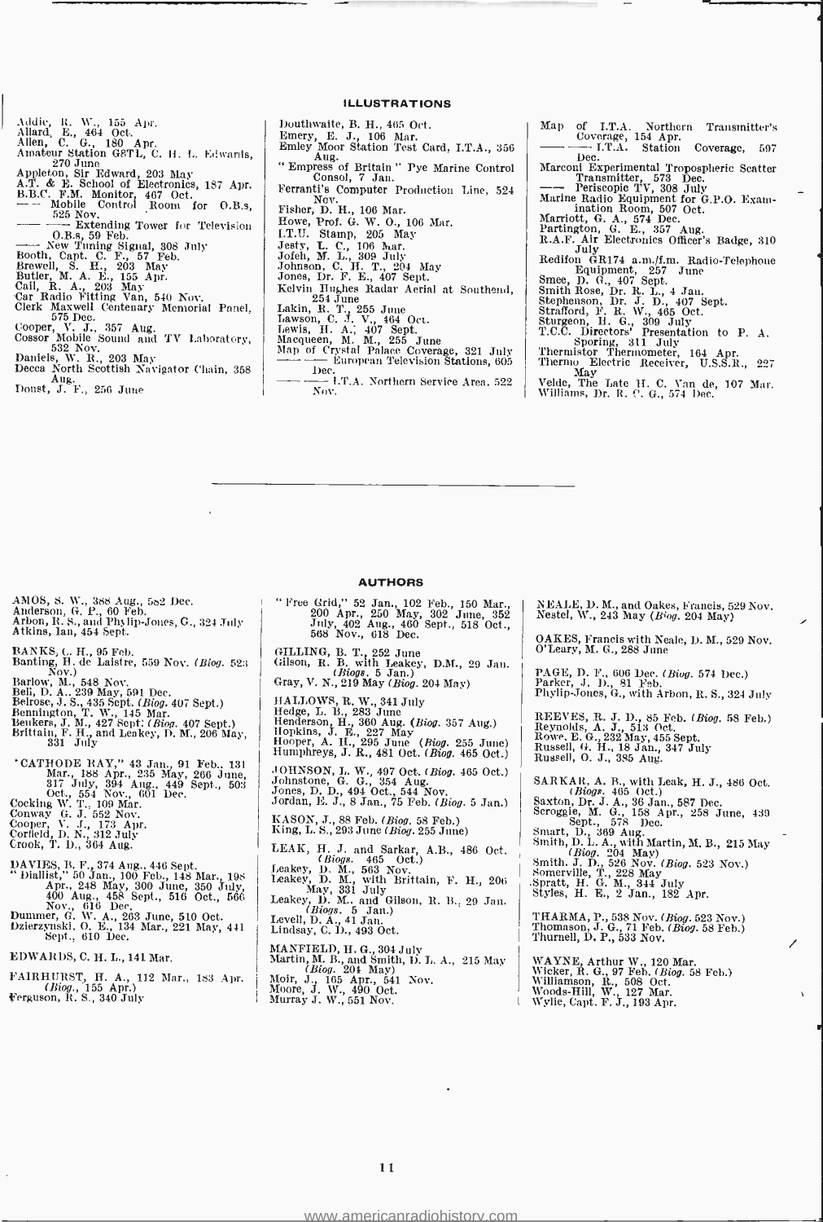## ILLUSTRATIONS

Addie, R. W., 155 Apr.
Allard, E., 464 Oct.
Allen, C. G., 180 Apr.
Amateur Station G8TL, C. H. L. Edwards, 270 June
Appleton, Sir Edward, 203 May
A.T. & E. School of Electronics, 187 Apr.
B.B.C. F.M. Monitor, 467 Oct.
—— Mobile Control Room for O.B.s, 525 Nov.
—— —— Extending Tower for Television O.B.s, 59 Feb.
—— New Tuning Signal, 308 July
Booth, Capt. C. F., 57 Feb.
Brewell, S. H., 203 May
Butler, M. A. E., 155 Apr.
Cail, R. A., 203 May
Car Radio Fitting Van, 540 Nov.
Clerk Maxwell Centenary Memorial Panel, 575 Dec.
Cooper, V. J., 357 Aug.
Cossor Mobile Sound and TV Laboratory, 532 Nov.
Daniels, W. R., 203 May
Decca North Scottish Navigator Chain, 358 Aug.
Doust, J. F., 256 June

Douthwaite, B. H., 465 Oct.
Emery, E. J., 106 Mar.
Emley Moor Station Test Card, I.T.A., 356 Aug.
"Empress of Britain" Pye Marine Control Consol, 7 Jan.
Ferranti's Computer Production Line, 524 Nov.
Fisher, D. H., 106 Mar.
Howe, Prof. G. W. O., 106 Mar.
I.T.U. Stamp, 205 May
Jesty, L. C., 106 Mar.
Jofeh, M. L., 309 July
Johnson, C. H. T., 204 May
Jones, Dr. F. E., 407 Sept.
Kelvin Hughes Radar Aerial at Southend, 254 June
Lakin, R. T., 255 June
Lawson, C. J. V., 464 Oct.
Lewis, H. A., 407 Sept.
Macqueen, M. M., 255 June
Map of Crystal Palace Coverage, 321 July
—— —— European Television Stations, 605 Dec.
—— —— I.T.A. Northern Service Area, 522 Nov.

Map of I.T.A. Northern Transmitter's Coverage, 154 Apr.
—— —— I.T.A. Station Coverage, 597 Dec.
Marconi Experimental Tropospheric Scatter Transmitter, 573 Dec.
—— Periscopic TV, 308 July
Marine Radio Equipment for G.P.O. Examination Room, 507 Oct.
Marriott, G. A., 574 Dec.
Partington, G. E., 357 Aug.
R.A.F. Air Electronics Officer's Badge, 310 July
Redifon GR174 a.m./f.m. Radio-Telephone Equipment, 257 June
Smee, D. G., 407 Sept.
Smith Rose, Dr. R. L., 4 Jan.
Stephenson, Dr. J. D., 407 Sept.
Strafford, F. R. W., 465 Oct.
Sturgeon, H. G., 309 July
T.C.C. Directors' Presentation to P. A. Sporing, 311 July
Thermistor Thermometer, 164 Apr.
Thermo Electric Receiver, U.S.S.R., 227 May
Velde, The Late H. C. Van de, 107 Mar.
Williams, Dr. R. C. G., 574 Dec.

## AUTHORS

AMOS, S. W., 388 Aug., 582 Dec.
Anderson, G. P., 60 Feb.
Arbon, R. S., and Phylip-Jones, G., 324 July
Atkins, Ian, 454 Sept.

BANKS, C. H., 95 Feb.
Banting, H. de Laistre, 559 Nov. (*Biog.* 523 Nov.)
Barlow, M., 548 Nov.
Bell, D. A., 239 May, 591 Dec.
Belrose, J. S., 435 Sept. (*Biog.* 407 Sept.)
Bennington, T. W., 145 Mar.
Beukers, J. M., 427 Sept. (*Biog.* 407 Sept.)
Brittain, F. H., and Leakey, D. M., 206 May, 331 July

"CATHODE RAY," 43 Jan., 91 Feb., 131 Mar., 188 Apr., 235 May, 266 June, 317 July, 394 Aug., 449 Sept., 503 Oct., 554 Nov., 601 Dec.
Cocking W. T., 109 Mar.
Conway G. J. 552 Nov.
Cooper, V. J., 173 Apr.
Corfield, D. N., 312 July
Crook, T. D., 364 Aug.

DAVIES, B. F., 374 Aug., 446 Sept.
"Diallist," 50 Jan., 100 Feb., 148 Mar., 198 Apr., 248 May, 300 June, 350 July, 400 Aug., 458 Sept., 516 Oct., 566 Nov., 616 Dec.
Dummer, G. W. A., 263 June, 510 Oct.
Dzierzynski, O. E., 134 Mar., 221 May, 441 Sept., 610 Dec.

EDWARDS, C. H. L., 141 Mar.

FAIRHURST, H. A., 112 Mar., 183 Apr. (*Biog.*, 155 Apr.)
Ferguson, R. S., 340 July

"Free Grid," 52 Jan., 102 Feb., 150 Mar., 200 Apr., 250 May, 302 June, 352 July, 402 Aug., 460 Sept., 518 Oct., 568 Nov., 618 Dec.

GILLING, B. T., 252 June
Gilson, R. B. with Leakey, D.M., 29 Jan. (*Biogs.* 5 Jan.)
Gray, V. N., 219 May (*Biog.* 204 May)

HALLOWS, R. W., 341 July
Hedge, L. B., 283 June
Henderson, H., 360 Aug. (*Biog.* 357 Aug.)
Hopkins, J. E., 227 May
Hooper, A. H., 295 June (*Biog.* 255 June)
Humphreys, J. R., 481 Oct. (*Biog.* 465 Oct.)

JOHNSON, L. W., 497 Oct. (*Biog.* 465 Oct.)
Johnstone, G. G., 354 Aug.
Jones, D. D., 494 Oct., 544 Nov.
Jordan, E. J., 8 Jan., 75 Feb. (*Biog.* 5 Jan.)

KASON, J., 88 Feb. (*Biog.* 58 Feb.)
King, L. S., 293 June (*Biog.* 255 June)

LEAK, H. J. and Sarkar, A.B., 486 Oct. (*Biogs.* 465 Oct.)
Leakey, D. M., 563 Nov.
Leakey, D. M., with Brittain, F. H., 206 May, 331 July
Leakey, D. M.. and Gilson, R. B., 29 Jan. (*Biogs.* 5 Jan.)
Levell, D. A., 41 Jan.
Lindsay, C. D., 493 Oct.

MANFIELD, H. G., 304 July
Martin, M. B., and Smith, D. L. A., 215 May (*Biog.* 204 May)
Moir, J., 165 Apr., 541 Nov.
Moore, J. W., 490 Oct.
Murray J. W., 551 Nov.

NEALE, D. M., and Oakes, Francis, 529 Nov.
Nestel, W., 243 May (*Biog.* 204 May)

OAKES, Francis with Neale, D. M., 529 Nov.
O'Leary, M. G., 288 June

PAGE, D. F., 606 Dec. (*Biog.* 574 Dec.)
Parker, J. D., 81 Feb.
Phylip-Jones, G., with Arbon, R. S., 324 July

REEVES, R. J. D., 85 Feb. (*Biog.* 58 Feb.)
Reynolds, A. J., 513 Oct.
Rowe, E. G., 232 May, 455 Sept.
Russell, G. H., 18 Jan., 347 July
Russell, O. J., 385 Aug.

SARKAR, A. B., with Leak, H. J., 486 Oct. (*Biogs.* 465 Oct.)
Saxton, Dr. J. A., 36 Jan., 587 Dec.
Scroggie, M. G., 158 Apr., 258 June, 439 Sept., 578 Dec.
Smart, D., 369 Aug.
Smith, D. L. A., with Martin, M. B., 215 May (*Biog.* 204 May)
Smith, J. D., 526 Nov. (*Biog.* 523 Nov.)
Somerville, T., 228 May
Spratt, H. G. M., 344 July
Styles, H. E., 2 Jan., 182 Apr.

THARMA, P., 538 Nov. (*Biog.* 523 Nov.)
Thomason, J. G., 71 Feb. (*Biog.* 58 Feb.)
Thurnell, D. P., 533 Nov.

WAYNE, Arthur W., 120 Mar.
Wicker, R. G., 97 Feb. (*Biog.* 58 Feb.)
Williamson, R., 508 Oct.
Woods-Hill, W., 127 Mar.
Wylie, Capt. F. J., 193 Apr.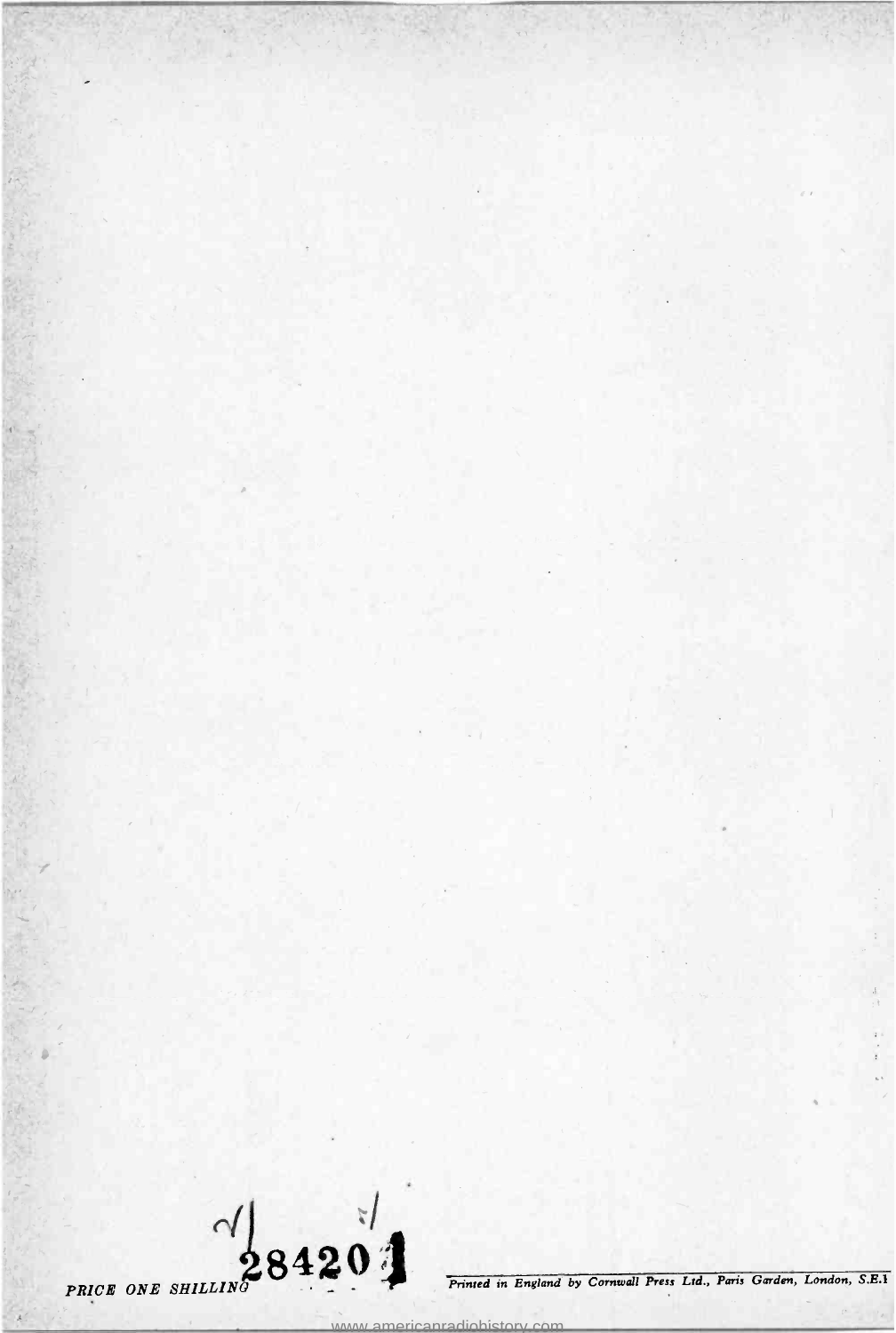PRICE ONE SHILLING

28420

Printed in England by Cornwall Press Ltd., Paris Garden, London, S.E.1